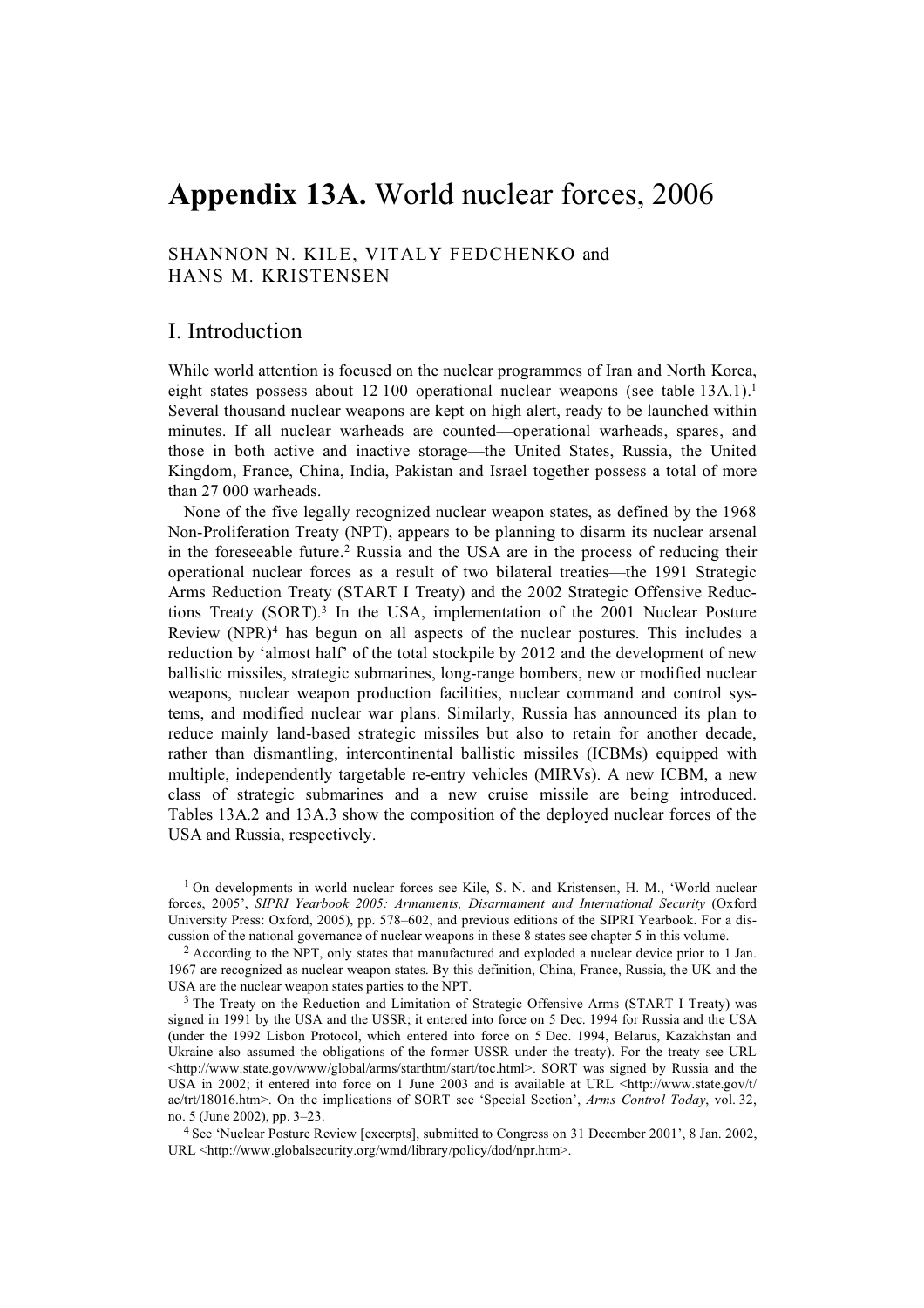# Appendix 13A. World nuclear forces, 2006

SHANNON N. KILE, VITALY FEDCHENKO and HANS M. KRISTENSEN

## I. Introduction

While world attention is focused on the nuclear programmes of Iran and North Korea, eight states possess about 12 100 operational nuclear weapons (see table 13A.1).[1] Several thousand nuclear weapons are kept on high alert, ready to be launched within minutes. If all nuclear warheads are counted—operational warheads, spares, and those in both active and inactive storage—the United States, Russia, the United Kingdom, France, China, India, Pakistan and Israel together possess a total of more than 27 000 warheads.

None of the five legally recognized nuclear weapon states, as defined by the 1968 Non-Proliferation Treaty (NPT), appears to be planning to disarm its nuclear arsenal in the foreseeable future.[2] Russia and the USA are in the process of reducing their operational nuclear forces as a result of two bilateral treaties—the 1991 Strategic Arms Reduction Treaty (START I Treaty) and the 2002 Strategic Offensive Reductions Treaty (SORT).[3] In the USA, implementation of the 2001 Nuclear Posture Review (NPR)[4] has begun on all aspects of the nuclear postures. This includes a reduction by 'almost half' of the total stockpile by 2012 and the development of new ballistic missiles, strategic submarines, long-range bombers, new or modified nuclear weapons, nuclear weapon production facilities, nuclear command and control systems, and modified nuclear war plans. Similarly, Russia has announced its plan to reduce mainly land-based strategic missiles but also to retain for another decade, rather than dismantling, intercontinental ballistic missiles (ICBMs) equipped with multiple, independently targetable re-entry vehicles (MIRVs). A new ICBM, a new class of strategic submarines and a new cruise missile are being introduced. Tables 13A.2 and 13A.3 show the composition of the deployed nuclear forces of the USA and Russia, respectively.

[1] On developments in world nuclear forces see Kile, S. N. and Kristensen, H. M., 'World nuclear forces, 2005', *SIPRI Yearbook 2005: Armaments, Disarmament and International Security* (Oxford University Press: Oxford, 2005), pp. 578–602, and previous editions of the SIPRI Yearbook. For a discussion of the national governance of nuclear weapons in these 8 states see chapter 5 in this volume.

[2] According to the NPT, only states that manufactured and exploded a nuclear device prior to 1 Jan. 1967 are recognized as nuclear weapon states. By this definition, China, France, Russia, the UK and the USA are the nuclear weapon states parties to the NPT.

[3] The Treaty on the Reduction and Limitation of Strategic Offensive Arms (START I Treaty) was signed in 1991 by the USA and the USSR; it entered into force on 5 Dec. 1994 for Russia and the USA (under the 1992 Lisbon Protocol, which entered into force on 5 Dec. 1994, Belarus, Kazakhstan and Ukraine also assumed the obligations of the former USSR under the treaty). For the treaty see URL <http://www.state.gov/www/global/arms/starthtm/start/toc.html>. SORT was signed by Russia and the USA in 2002; it entered into force on 1 June 2003 and is available at URL <http://www.state.gov/t/ac/trt/18016.htm>. On the implications of SORT see 'Special Section', *Arms Control Today*, vol. 32, no. 5 (June 2002), pp. 3–23.

[4] See 'Nuclear Posture Review [excerpts], submitted to Congress on 31 December 2001', 8 Jan. 2002, URL <http://www.globalsecurity.org/wmd/library/policy/dod/npr.htm>.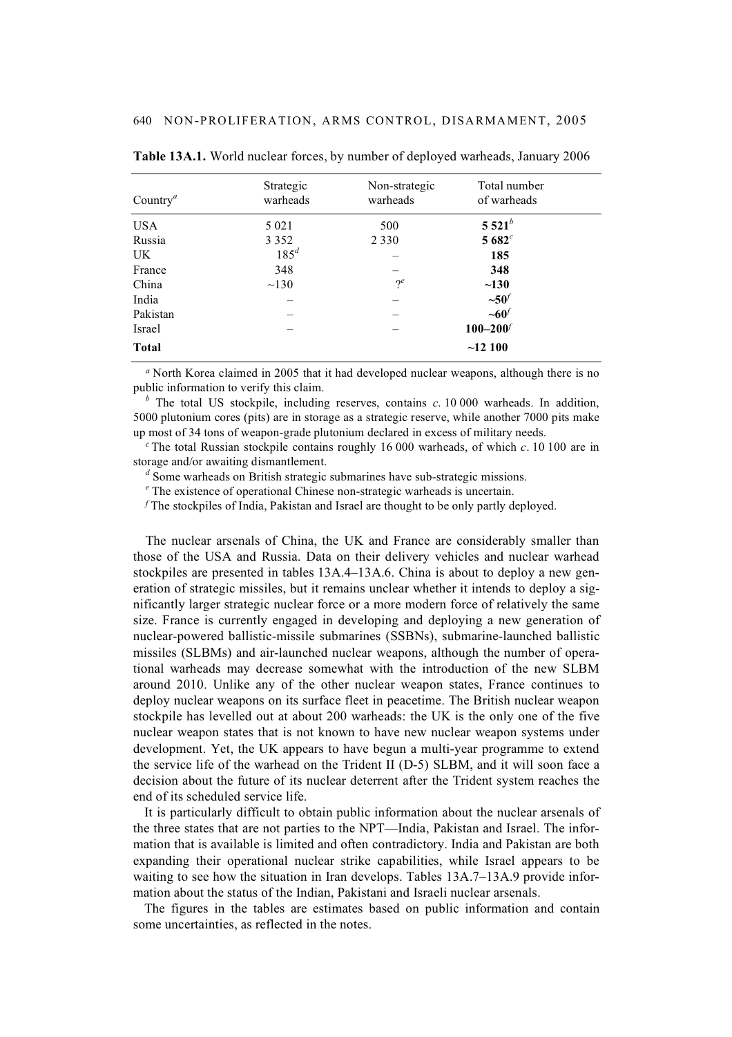**Table 13A.1.** World nuclear forces, by number of deployed warheads, January 2006

| Country[a] | Strategic warheads | Non-strategic warheads | Total number of warheads |
|---|---|---|---|
| USA | 5 021 | 500 | **5 521**[b] |
| Russia | 3 352 | 2 330 | **5 682**[c] |
| UK | 185[d] | – | **185** |
| France | 348 | – | **348** |
| China | ~130 | ?[e] | **~130** |
| India | – | – | **~50**[f] |
| Pakistan | – | – | **~60**[f] |
| Israel | – | – | **100–200**[f] |
| **Total** | | | **~12 100** |

[a] North Korea claimed in 2005 that it had developed nuclear weapons, although there is no public information to verify this claim.

[b] The total US stockpile, including reserves, contains *c.* 10 000 warheads. In addition, 5000 plutonium cores (pits) are in storage as a strategic reserve, while another 7000 pits make up most of 34 tons of weapon-grade plutonium declared in excess of military needs.

[c] The total Russian stockpile contains roughly 16 000 warheads, of which *c*. 10 100 are in storage and/or awaiting dismantlement.

[d] Some warheads on British strategic submarines have sub-strategic missions.

[e] The existence of operational Chinese non-strategic warheads is uncertain.

[f] The stockpiles of India, Pakistan and Israel are thought to be only partly deployed.

The nuclear arsenals of China, the UK and France are considerably smaller than those of the USA and Russia. Data on their delivery vehicles and nuclear warhead stockpiles are presented in tables 13A.4–13A.6. China is about to deploy a new generation of strategic missiles, but it remains unclear whether it intends to deploy a significantly larger strategic nuclear force or a more modern force of relatively the same size. France is currently engaged in developing and deploying a new generation of nuclear-powered ballistic-missile submarines (SSBNs), submarine-launched ballistic missiles (SLBMs) and air-launched nuclear weapons, although the number of operational warheads may decrease somewhat with the introduction of the new SLBM around 2010. Unlike any of the other nuclear weapon states, France continues to deploy nuclear weapons on its surface fleet in peacetime. The British nuclear weapon stockpile has levelled out at about 200 warheads: the UK is the only one of the five nuclear weapon states that is not known to have new nuclear weapon systems under development. Yet, the UK appears to have begun a multi-year programme to extend the service life of the warhead on the Trident II (D-5) SLBM, and it will soon face a decision about the future of its nuclear deterrent after the Trident system reaches the end of its scheduled service life.

It is particularly difficult to obtain public information about the nuclear arsenals of the three states that are not parties to the NPT—India, Pakistan and Israel. The information that is available is limited and often contradictory. India and Pakistan are both expanding their operational nuclear strike capabilities, while Israel appears to be waiting to see how the situation in Iran develops. Tables 13A.7–13A.9 provide information about the status of the Indian, Pakistani and Israeli nuclear arsenals.

The figures in the tables are estimates based on public information and contain some uncertainties, as reflected in the notes.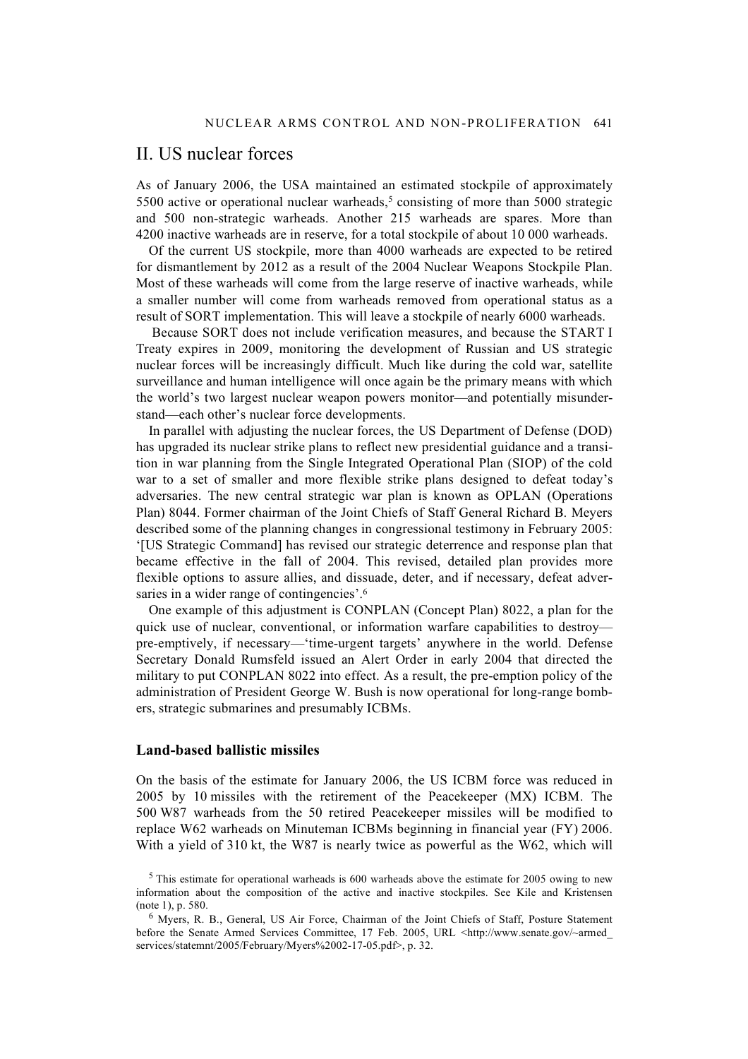## II. US nuclear forces

As of January 2006, the USA maintained an estimated stockpile of approximately 5500 active or operational nuclear warheads,[5] consisting of more than 5000 strategic and 500 non-strategic warheads. Another 215 warheads are spares. More than 4200 inactive warheads are in reserve, for a total stockpile of about 10 000 warheads.

Of the current US stockpile, more than 4000 warheads are expected to be retired for dismantlement by 2012 as a result of the 2004 Nuclear Weapons Stockpile Plan. Most of these warheads will come from the large reserve of inactive warheads, while a smaller number will come from warheads removed from operational status as a result of SORT implementation. This will leave a stockpile of nearly 6000 warheads.

Because SORT does not include verification measures, and because the START I Treaty expires in 2009, monitoring the development of Russian and US strategic nuclear forces will be increasingly difficult. Much like during the cold war, satellite surveillance and human intelligence will once again be the primary means with which the world's two largest nuclear weapon powers monitor—and potentially misunderstand—each other's nuclear force developments.

In parallel with adjusting the nuclear forces, the US Department of Defense (DOD) has upgraded its nuclear strike plans to reflect new presidential guidance and a transition in war planning from the Single Integrated Operational Plan (SIOP) of the cold war to a set of smaller and more flexible strike plans designed to defeat today's adversaries. The new central strategic war plan is known as OPLAN (Operations Plan) 8044. Former chairman of the Joint Chiefs of Staff General Richard B. Meyers described some of the planning changes in congressional testimony in February 2005: '[US Strategic Command] has revised our strategic deterrence and response plan that became effective in the fall of 2004. This revised, detailed plan provides more flexible options to assure allies, and dissuade, deter, and if necessary, defeat adversaries in a wider range of contingencies'.[6]

One example of this adjustment is CONPLAN (Concept Plan) 8022, a plan for the quick use of nuclear, conventional, or information warfare capabilities to destroy—pre-emptively, if necessary—'time-urgent targets' anywhere in the world. Defense Secretary Donald Rumsfeld issued an Alert Order in early 2004 that directed the military to put CONPLAN 8022 into effect. As a result, the pre-emption policy of the administration of President George W. Bush is now operational for long-range bombers, strategic submarines and presumably ICBMs.

### Land-based ballistic missiles

On the basis of the estimate for January 2006, the US ICBM force was reduced in 2005 by 10 missiles with the retirement of the Peacekeeper (MX) ICBM. The 500 W87 warheads from the 50 retired Peacekeeper missiles will be modified to replace W62 warheads on Minuteman ICBMs beginning in financial year (FY) 2006. With a yield of 310 kt, the W87 is nearly twice as powerful as the W62, which will

[5] This estimate for operational warheads is 600 warheads above the estimate for 2005 owing to new information about the composition of the active and inactive stockpiles. See Kile and Kristensen (note 1), p. 580.

[6] Myers, R. B., General, US Air Force, Chairman of the Joint Chiefs of Staff, Posture Statement before the Senate Armed Services Committee, 17 Feb. 2005, URL <http://www.senate.gov/~armed_services/statemnt/2005/February/Myers%2002-17-05.pdf>, p. 32.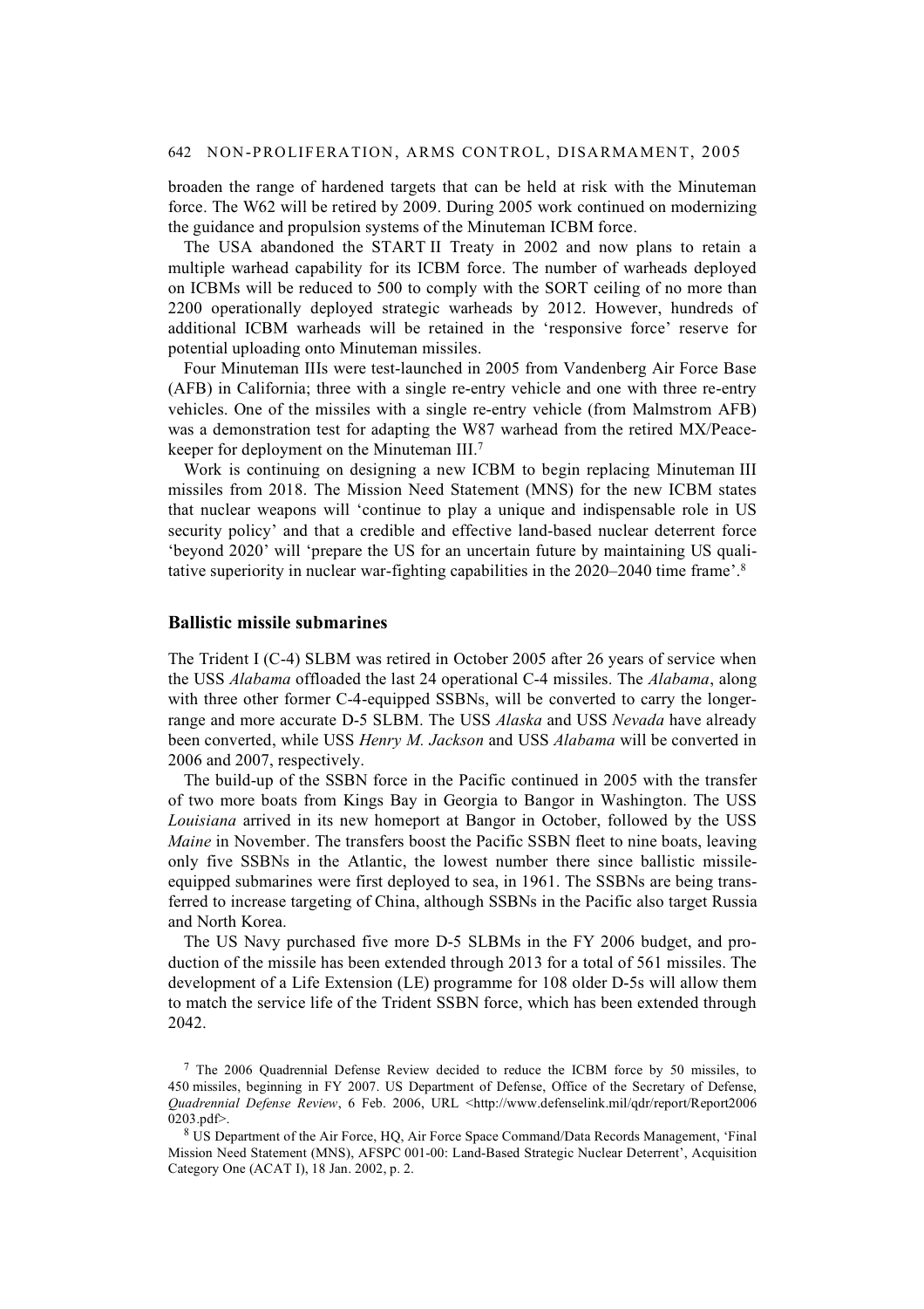broaden the range of hardened targets that can be held at risk with the Minuteman force. The W62 will be retired by 2009. During 2005 work continued on modernizing the guidance and propulsion systems of the Minuteman ICBM force.

The USA abandoned the START II Treaty in 2002 and now plans to retain a multiple warhead capability for its ICBM force. The number of warheads deployed on ICBMs will be reduced to 500 to comply with the SORT ceiling of no more than 2200 operationally deployed strategic warheads by 2012. However, hundreds of additional ICBM warheads will be retained in the 'responsive force' reserve for potential uploading onto Minuteman missiles.

Four Minuteman IIIs were test-launched in 2005 from Vandenberg Air Force Base (AFB) in California; three with a single re-entry vehicle and one with three re-entry vehicles. One of the missiles with a single re-entry vehicle (from Malmstrom AFB) was a demonstration test for adapting the W87 warhead from the retired MX/Peacekeeper for deployment on the Minuteman III.[7]

Work is continuing on designing a new ICBM to begin replacing Minuteman III missiles from 2018. The Mission Need Statement (MNS) for the new ICBM states that nuclear weapons will 'continue to play a unique and indispensable role in US security policy' and that a credible and effective land-based nuclear deterrent force 'beyond 2020' will 'prepare the US for an uncertain future by maintaining US qualitative superiority in nuclear war-fighting capabilities in the 2020–2040 time frame'.[8]

### Ballistic missile submarines

The Trident I (C-4) SLBM was retired in October 2005 after 26 years of service when the USS *Alabama* offloaded the last 24 operational C-4 missiles. The *Alabama*, along with three other former C-4-equipped SSBNs, will be converted to carry the longer-range and more accurate D-5 SLBM. The USS *Alaska* and USS *Nevada* have already been converted, while USS *Henry M. Jackson* and USS *Alabama* will be converted in 2006 and 2007, respectively.

The build-up of the SSBN force in the Pacific continued in 2005 with the transfer of two more boats from Kings Bay in Georgia to Bangor in Washington. The USS *Louisiana* arrived in its new homeport at Bangor in October, followed by the USS *Maine* in November. The transfers boost the Pacific SSBN fleet to nine boats, leaving only five SSBNs in the Atlantic, the lowest number there since ballistic missile-equipped submarines were first deployed to sea, in 1961. The SSBNs are being transferred to increase targeting of China, although SSBNs in the Pacific also target Russia and North Korea.

The US Navy purchased five more D-5 SLBMs in the FY 2006 budget, and production of the missile has been extended through 2013 for a total of 561 missiles. The development of a Life Extension (LE) programme for 108 older D-5s will allow them to match the service life of the Trident SSBN force, which has been extended through 2042.

[7] The 2006 Quadrennial Defense Review decided to reduce the ICBM force by 50 missiles, to 450 missiles, beginning in FY 2007. US Department of Defense, Office of the Secretary of Defense, *Quadrennial Defense Review*, 6 Feb. 2006, URL <http://www.defenselink.mil/qdr/report/Report20060203.pdf>.

[8] US Department of the Air Force, HQ, Air Force Space Command/Data Records Management, 'Final Mission Need Statement (MNS), AFSPC 001-00: Land-Based Strategic Nuclear Deterrent', Acquisition Category One (ACAT I), 18 Jan. 2002, p. 2.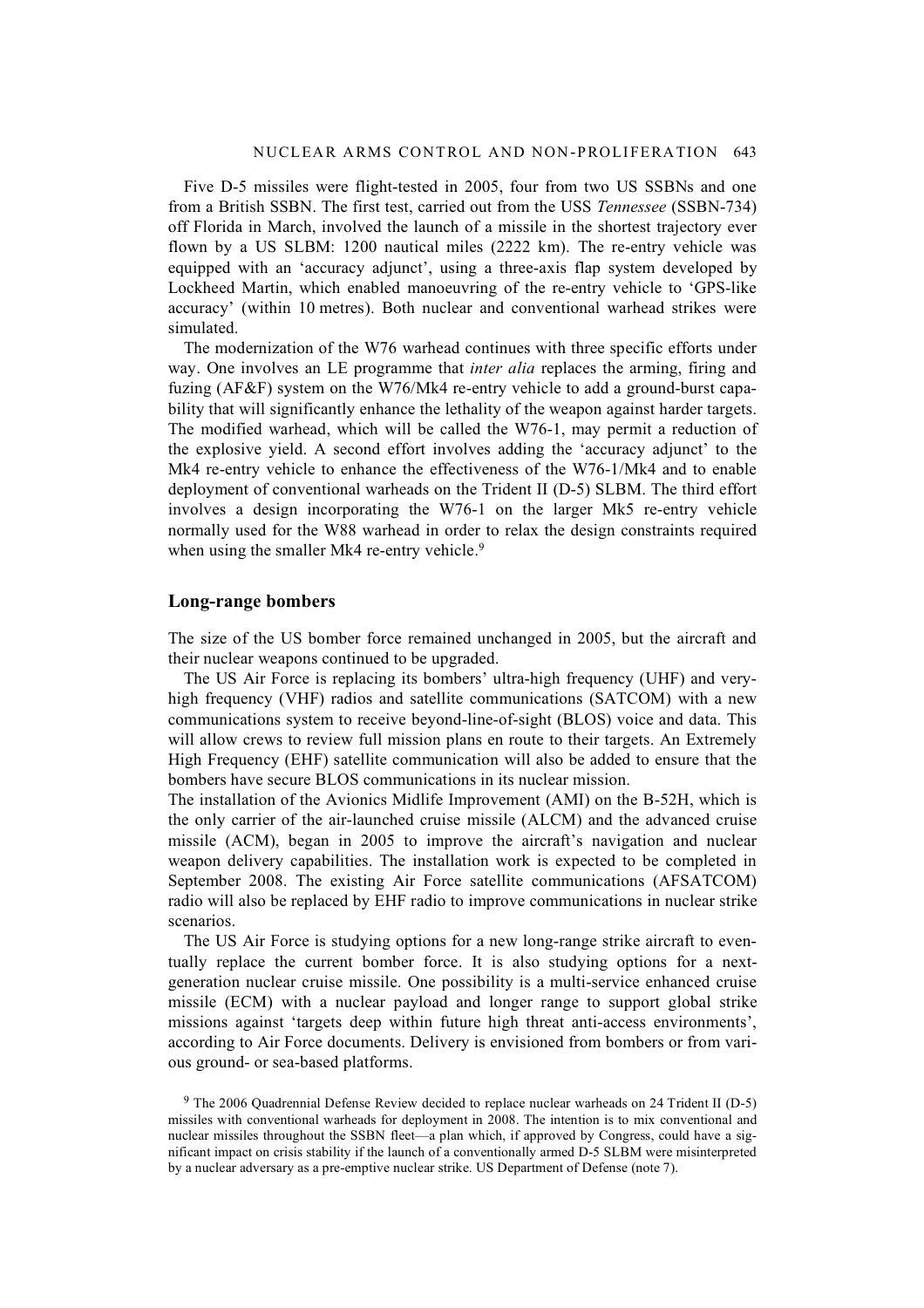Five D-5 missiles were flight-tested in 2005, four from two US SSBNs and one from a British SSBN. The first test, carried out from the USS *Tennessee* (SSBN-734) off Florida in March, involved the launch of a missile in the shortest trajectory ever flown by a US SLBM: 1200 nautical miles (2222 km). The re-entry vehicle was equipped with an 'accuracy adjunct', using a three-axis flap system developed by Lockheed Martin, which enabled manoeuvring of the re-entry vehicle to 'GPS-like accuracy' (within 10 metres). Both nuclear and conventional warhead strikes were simulated.

The modernization of the W76 warhead continues with three specific efforts under way. One involves an LE programme that *inter alia* replaces the arming, firing and fuzing (AF&F) system on the W76/Mk4 re-entry vehicle to add a ground-burst capability that will significantly enhance the lethality of the weapon against harder targets. The modified warhead, which will be called the W76-1, may permit a reduction of the explosive yield. A second effort involves adding the 'accuracy adjunct' to the Mk4 re-entry vehicle to enhance the effectiveness of the W76-1/Mk4 and to enable deployment of conventional warheads on the Trident II (D-5) SLBM. The third effort involves a design incorporating the W76-1 on the larger Mk5 re-entry vehicle normally used for the W88 warhead in order to relax the design constraints required when using the smaller Mk4 re-entry vehicle.[9]

## Long-range bombers

The size of the US bomber force remained unchanged in 2005, but the aircraft and their nuclear weapons continued to be upgraded.

The US Air Force is replacing its bombers' ultra-high frequency (UHF) and very-high frequency (VHF) radios and satellite communications (SATCOM) with a new communications system to receive beyond-line-of-sight (BLOS) voice and data. This will allow crews to review full mission plans en route to their targets. An Extremely High Frequency (EHF) satellite communication will also be added to ensure that the bombers have secure BLOS communications in its nuclear mission.

The installation of the Avionics Midlife Improvement (AMI) on the B-52H, which is the only carrier of the air-launched cruise missile (ALCM) and the advanced cruise missile (ACM), began in 2005 to improve the aircraft's navigation and nuclear weapon delivery capabilities. The installation work is expected to be completed in September 2008. The existing Air Force satellite communications (AFSATCOM) radio will also be replaced by EHF radio to improve communications in nuclear strike scenarios.

The US Air Force is studying options for a new long-range strike aircraft to eventually replace the current bomber force. It is also studying options for a next-generation nuclear cruise missile. One possibility is a multi-service enhanced cruise missile (ECM) with a nuclear payload and longer range to support global strike missions against 'targets deep within future high threat anti-access environments', according to Air Force documents. Delivery is envisioned from bombers or from various ground- or sea-based platforms.

[9] The 2006 Quadrennial Defense Review decided to replace nuclear warheads on 24 Trident II (D-5) missiles with conventional warheads for deployment in 2008. The intention is to mix conventional and nuclear missiles throughout the SSBN fleet—a plan which, if approved by Congress, could have a significant impact on crisis stability if the launch of a conventionally armed D-5 SLBM were misinterpreted by a nuclear adversary as a pre-emptive nuclear strike. US Department of Defense (note 7).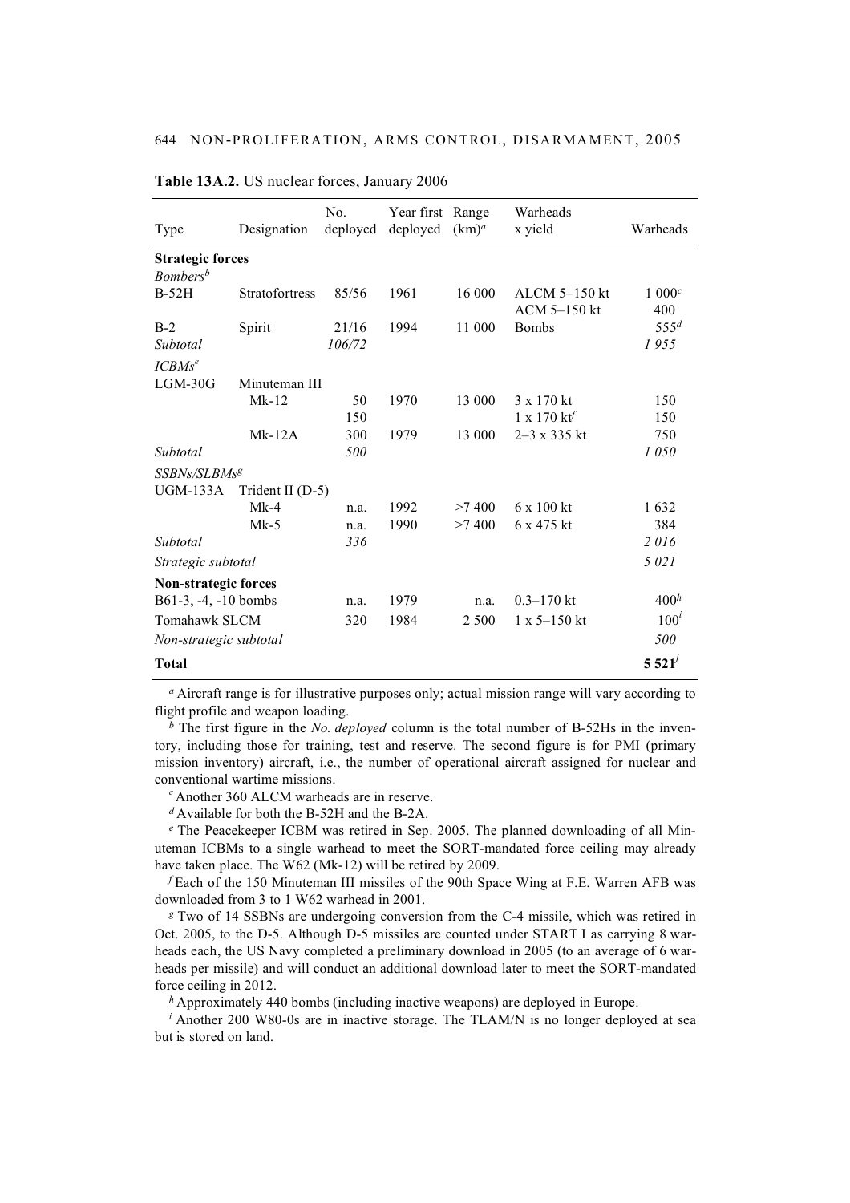**Table 13A.2.** US nuclear forces, January 2006

| Type | Designation | No. deployed | Year first deployed | Range (km)[a] | Warheads x yield | Warheads |
|---|---|---|---|---|---|---|
| **Strategic forces** | | | | | | |
| *Bombers*[b] | | | | | | |
| B-52H | Stratofortress | 85/56 | 1961 | 16 000 | ALCM 5–150 kt | 1 000[c] |
| | | | | | ACM 5–150 kt | 400 |
| B-2 | Spirit | 21/16 | 1994 | 11 000 | Bombs | 555[d] |
| *Subtotal* | | *106/72* | | | | *1 955* |
| *ICBMs*[e] | | | | | | |
| LGM-30G | Minuteman III | | | | | |
| | Mk-12 | 50 | 1970 | 13 000 | 3 x 170 kt | 150 |
| | | 150 | | | 1 x 170 kt[f] | 150 |
| | Mk-12A | 300 | 1979 | 13 000 | 2–3 x 335 kt | 750 |
| *Subtotal* | | *500* | | | | *1 050* |
| *SSBNs/SLBMs*[g] | | | | | | |
| UGM-133A | Trident II (D-5) | | | | | |
| | Mk-4 | n.a. | 1992 | >7 400 | 6 x 100 kt | 1 632 |
| | Mk-5 | n.a. | 1990 | >7 400 | 6 x 475 kt | 384 |
| *Subtotal* | | *336* | | | | *2 016* |
| *Strategic subtotal* | | | | | | *5 021* |
| **Non-strategic forces** | | | | | | |
| B61-3, -4, -10 bombs | | n.a. | 1979 | n.a. | 0.3–170 kt | 400[h] |
| Tomahawk SLCM | | 320 | 1984 | 2 500 | 1 x 5–150 kt | 100[i] |
| *Non-strategic subtotal* | | | | | | *500* |
| **Total** | | | | | | **5 521**[j] |

[a] Aircraft range is for illustrative purposes only; actual mission range will vary according to flight profile and weapon loading.

[b] The first figure in the *No. deployed* column is the total number of B-52Hs in the inventory, including those for training, test and reserve. The second figure is for PMI (primary mission inventory) aircraft, i.e., the number of operational aircraft assigned for nuclear and conventional wartime missions.

[c] Another 360 ALCM warheads are in reserve.

[d] Available for both the B-52H and the B-2A.

[e] The Peacekeeper ICBM was retired in Sep. 2005. The planned downloading of all Minuteman ICBMs to a single warhead to meet the SORT-mandated force ceiling may already have taken place. The W62 (Mk-12) will be retired by 2009.

[f] Each of the 150 Minuteman III missiles of the 90th Space Wing at F.E. Warren AFB was downloaded from 3 to 1 W62 warhead in 2001.

[g] Two of 14 SSBNs are undergoing conversion from the C-4 missile, which was retired in Oct. 2005, to the D-5. Although D-5 missiles are counted under START I as carrying 8 warheads each, the US Navy completed a preliminary download in 2005 (to an average of 6 warheads per missile) and will conduct an additional download later to meet the SORT-mandated force ceiling in 2012.

[h] Approximately 440 bombs (including inactive weapons) are deployed in Europe.

[i] Another 200 W80-0s are in inactive storage. The TLAM/N is no longer deployed at sea but is stored on land.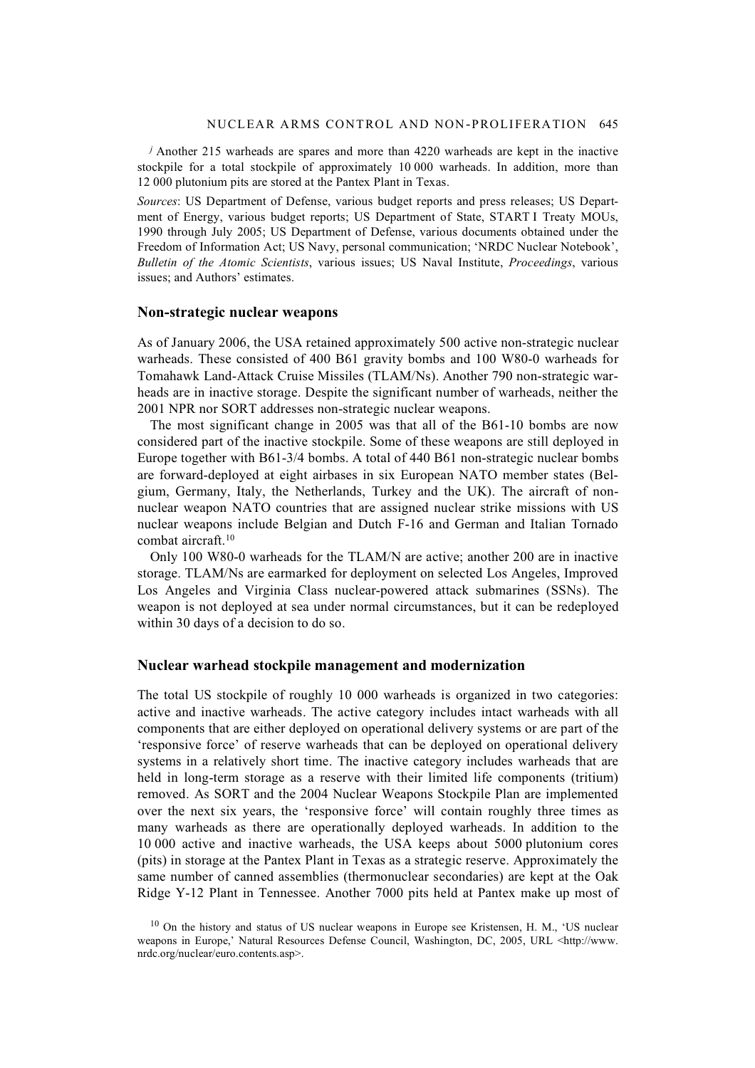[j] Another 215 warheads are spares and more than 4220 warheads are kept in the inactive stockpile for a total stockpile of approximately 10 000 warheads. In addition, more than 12 000 plutonium pits are stored at the Pantex Plant in Texas.

*Sources*: US Department of Defense, various budget reports and press releases; US Department of Energy, various budget reports; US Department of State, START I Treaty MOUs, 1990 through July 2005; US Department of Defense, various documents obtained under the Freedom of Information Act; US Navy, personal communication; 'NRDC Nuclear Notebook', *Bulletin of the Atomic Scientists*, various issues; US Naval Institute, *Proceedings*, various issues; and Authors' estimates.

## Non-strategic nuclear weapons

As of January 2006, the USA retained approximately 500 active non-strategic nuclear warheads. These consisted of 400 B61 gravity bombs and 100 W80-0 warheads for Tomahawk Land-Attack Cruise Missiles (TLAM/Ns). Another 790 non-strategic warheads are in inactive storage. Despite the significant number of warheads, neither the 2001 NPR nor SORT addresses non-strategic nuclear weapons.

The most significant change in 2005 was that all of the B61-10 bombs are now considered part of the inactive stockpile. Some of these weapons are still deployed in Europe together with B61-3/4 bombs. A total of 440 B61 non-strategic nuclear bombs are forward-deployed at eight airbases in six European NATO member states (Belgium, Germany, Italy, the Netherlands, Turkey and the UK). The aircraft of non-nuclear weapon NATO countries that are assigned nuclear strike missions with US nuclear weapons include Belgian and Dutch F-16 and German and Italian Tornado combat aircraft.[10]

Only 100 W80-0 warheads for the TLAM/N are active; another 200 are in inactive storage. TLAM/Ns are earmarked for deployment on selected Los Angeles, Improved Los Angeles and Virginia Class nuclear-powered attack submarines (SSNs). The weapon is not deployed at sea under normal circumstances, but it can be redeployed within 30 days of a decision to do so.

## Nuclear warhead stockpile management and modernization

The total US stockpile of roughly 10 000 warheads is organized in two categories: active and inactive warheads. The active category includes intact warheads with all components that are either deployed on operational delivery systems or are part of the 'responsive force' of reserve warheads that can be deployed on operational delivery systems in a relatively short time. The inactive category includes warheads that are held in long-term storage as a reserve with their limited life components (tritium) removed. As SORT and the 2004 Nuclear Weapons Stockpile Plan are implemented over the next six years, the 'responsive force' will contain roughly three times as many warheads as there are operationally deployed warheads. In addition to the 10 000 active and inactive warheads, the USA keeps about 5000 plutonium cores (pits) in storage at the Pantex Plant in Texas as a strategic reserve. Approximately the same number of canned assemblies (thermonuclear secondaries) are kept at the Oak Ridge Y-12 Plant in Tennessee. Another 7000 pits held at Pantex make up most of

[10] On the history and status of US nuclear weapons in Europe see Kristensen, H. M., 'US nuclear weapons in Europe,' Natural Resources Defense Council, Washington, DC, 2005, URL <http://www.nrdc.org/nuclear/euro.contents.asp>.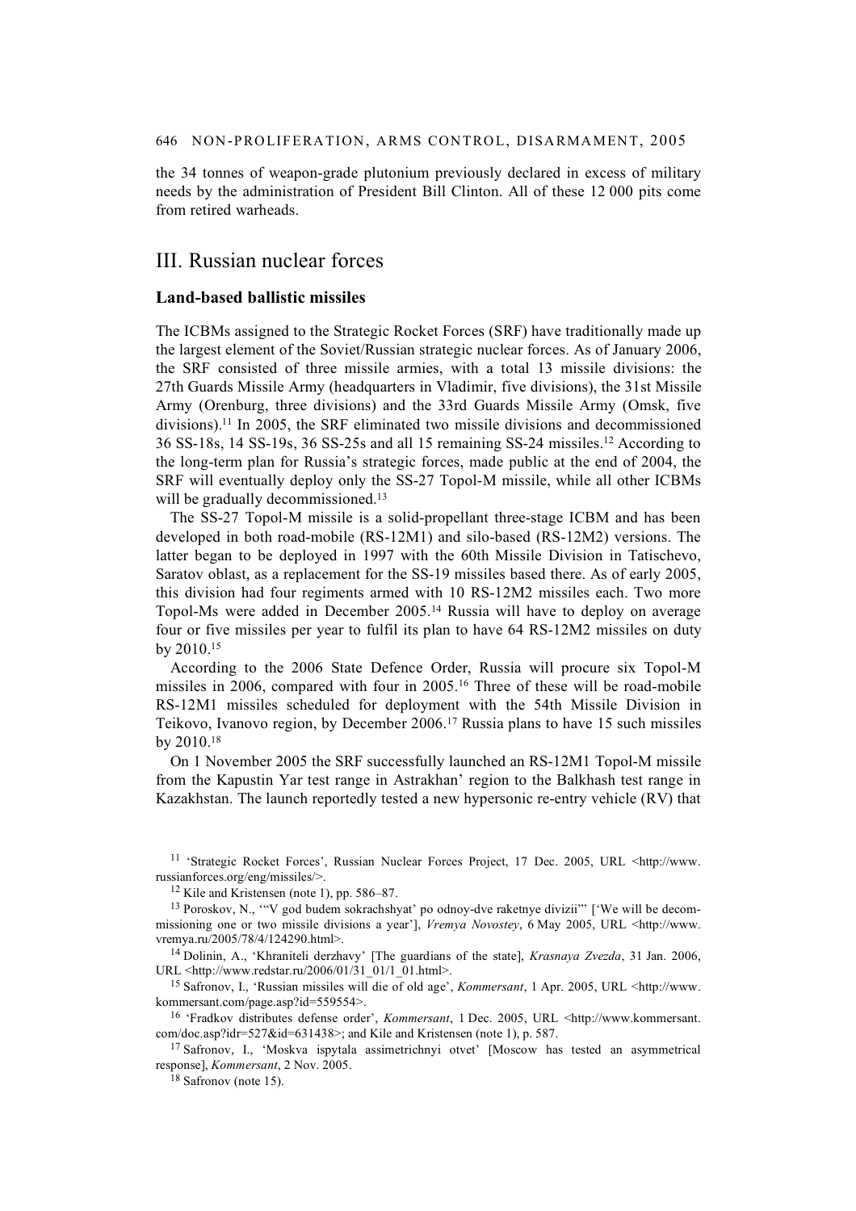the 34 tonnes of weapon-grade plutonium previously declared in excess of military needs by the administration of President Bill Clinton. All of these 12 000 pits come from retired warheads.

## III. Russian nuclear forces

### Land-based ballistic missiles

The ICBMs assigned to the Strategic Rocket Forces (SRF) have traditionally made up the largest element of the Soviet/Russian strategic nuclear forces. As of January 2006, the SRF consisted of three missile armies, with a total 13 missile divisions: the 27th Guards Missile Army (headquarters in Vladimir, five divisions), the 31st Missile Army (Orenburg, three divisions) and the 33rd Guards Missile Army (Omsk, five divisions).[11] In 2005, the SRF eliminated two missile divisions and decommissioned 36 SS-18s, 14 SS-19s, 36 SS-25s and all 15 remaining SS-24 missiles.[12] According to the long-term plan for Russia's strategic forces, made public at the end of 2004, the SRF will eventually deploy only the SS-27 Topol-M missile, while all other ICBMs will be gradually decommissioned.[13]

The SS-27 Topol-M missile is a solid-propellant three-stage ICBM and has been developed in both road-mobile (RS-12M1) and silo-based (RS-12M2) versions. The latter began to be deployed in 1997 with the 60th Missile Division in Tatischevo, Saratov oblast, as a replacement for the SS-19 missiles based there. As of early 2005, this division had four regiments armed with 10 RS-12M2 missiles each. Two more Topol-Ms were added in December 2005.[14] Russia will have to deploy on average four or five missiles per year to fulfil its plan to have 64 RS-12M2 missiles on duty by 2010.[15]

According to the 2006 State Defence Order, Russia will procure six Topol-M missiles in 2006, compared with four in 2005.[16] Three of these will be road-mobile RS-12M1 missiles scheduled for deployment with the 54th Missile Division in Teikovo, Ivanovo region, by December 2006.[17] Russia plans to have 15 such missiles by 2010.[18]

On 1 November 2005 the SRF successfully launched an RS-12M1 Topol-M missile from the Kapustin Yar test range in Astrakhan' region to the Balkhash test range in Kazakhstan. The launch reportedly tested a new hypersonic re-entry vehicle (RV) that

---

[11] 'Strategic Rocket Forces', Russian Nuclear Forces Project, 17 Dec. 2005, URL <http://www.russianforces.org/eng/missiles/>.

[12] Kile and Kristensen (note 1), pp. 586–87.

[13] Poroskov, N., '"V god budem sokrachshyat' po odnoy-dve raketnye divizii"' ['We will be decommissioning one or two missile divisions a year'], *Vremya Novostey*, 6 May 2005, URL <http://www.vremya.ru/2005/78/4/124290.html>.

[14] Dolinin, A., 'Khraniteli derzhavy' [The guardians of the state], *Krasnaya Zvezda*, 31 Jan. 2006, URL <http://www.redstar.ru/2006/01/31_01/1_01.html>.

[15] Safronov, I., 'Russian missiles will die of old age', *Kommersant*, 1 Apr. 2005, URL <http://www.kommersant.com/page.asp?id=559554>.

[16] 'Fradkov distributes defense order', *Kommersant*, 1 Dec. 2005, URL <http://www.kommersant.com/doc.asp?idr=527&id=631438>; and Kile and Kristensen (note 1), p. 587.

[17] Safronov, I., 'Moskva ispytala assimetrichnyi otvet' [Moscow has tested an asymmetrical response], *Kommersant*, 2 Nov. 2005.

[18] Safronov (note 15).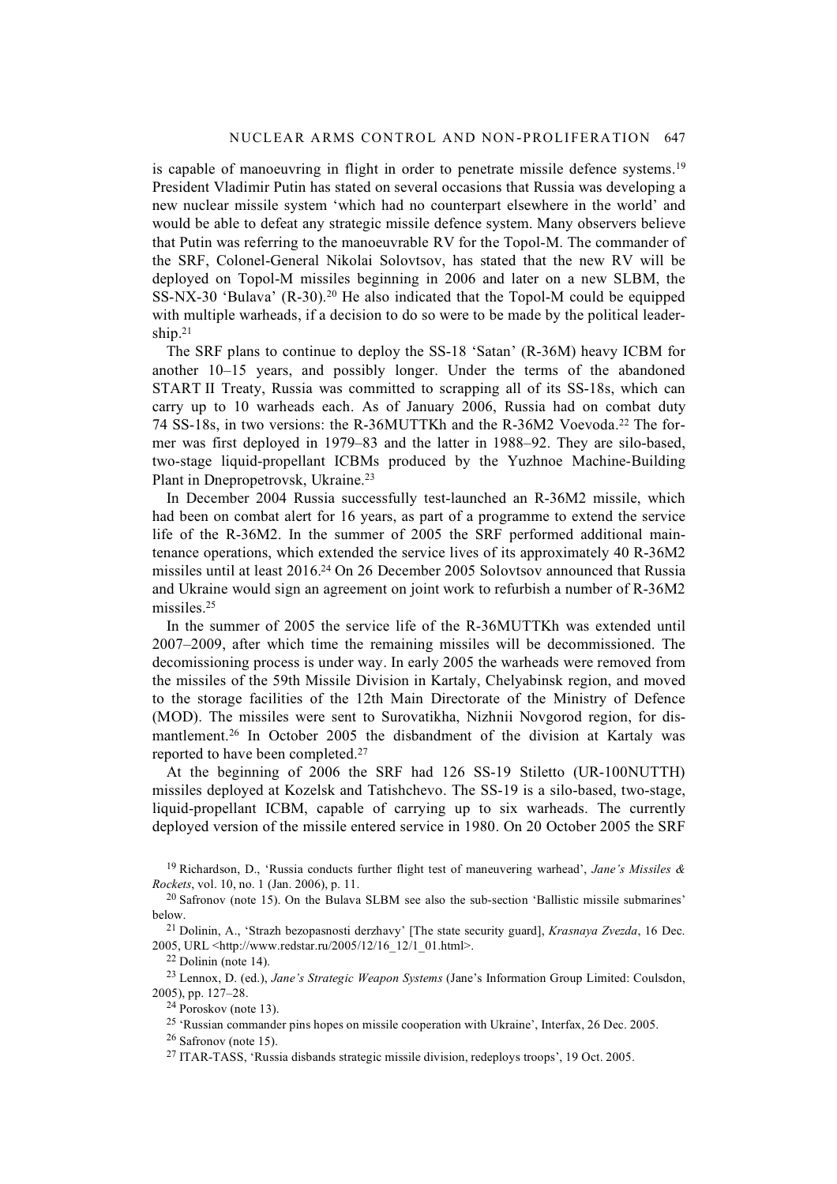is capable of manoeuvring in flight in order to penetrate missile defence systems.[19] President Vladimir Putin has stated on several occasions that Russia was developing a new nuclear missile system 'which had no counterpart elsewhere in the world' and would be able to defeat any strategic missile defence system. Many observers believe that Putin was referring to the manoeuvrable RV for the Topol-M. The commander of the SRF, Colonel-General Nikolai Solovtsov, has stated that the new RV will be deployed on Topol-M missiles beginning in 2006 and later on a new SLBM, the SS-NX-30 'Bulava' (R-30).[20] He also indicated that the Topol-M could be equipped with multiple warheads, if a decision to do so were to be made by the political leadership.[21]

The SRF plans to continue to deploy the SS-18 'Satan' (R-36M) heavy ICBM for another 10–15 years, and possibly longer. Under the terms of the abandoned START II Treaty, Russia was committed to scrapping all of its SS-18s, which can carry up to 10 warheads each. As of January 2006, Russia had on combat duty 74 SS-18s, in two versions: the R-36MUTTKh and the R-36M2 Voevoda.[22] The former was first deployed in 1979–83 and the latter in 1988–92. They are silo-based, two-stage liquid-propellant ICBMs produced by the Yuzhnoe Machine-Building Plant in Dnepropetrovsk, Ukraine.[23]

In December 2004 Russia successfully test-launched an R-36M2 missile, which had been on combat alert for 16 years, as part of a programme to extend the service life of the R-36M2. In the summer of 2005 the SRF performed additional maintenance operations, which extended the service lives of its approximately 40 R-36M2 missiles until at least 2016.[24] On 26 December 2005 Solovtsov announced that Russia and Ukraine would sign an agreement on joint work to refurbish a number of R-36M2 missiles.[25]

In the summer of 2005 the service life of the R-36MUTTKh was extended until 2007–2009, after which time the remaining missiles will be decommissioned. The decommissioning process is under way. In early 2005 the warheads were removed from the missiles of the 59th Missile Division in Kartaly, Chelyabinsk region, and moved to the storage facilities of the 12th Main Directorate of the Ministry of Defence (MOD). The missiles were sent to Surovatikha, Nizhnii Novgorod region, for dismantlement.[26] In October 2005 the disbandment of the division at Kartaly was reported to have been completed.[27]

At the beginning of 2006 the SRF had 126 SS-19 Stiletto (UR-100NUTTH) missiles deployed at Kozelsk and Tatishchevo. The SS-19 is a silo-based, two-stage, liquid-propellant ICBM, capable of carrying up to six warheads. The currently deployed version of the missile entered service in 1980. On 20 October 2005 the SRF

[19] Richardson, D., 'Russia conducts further flight test of maneuvering warhead', *Jane's Missiles & Rockets*, vol. 10, no. 1 (Jan. 2006), p. 11.

[20] Safronov (note 15). On the Bulava SLBM see also the sub-section 'Ballistic missile submarines' below.

[21] Dolinin, A., 'Strazh bezopasnosti derzhavy' [The state security guard], *Krasnaya Zvezda*, 16 Dec. 2005, URL <http://www.redstar.ru/2005/12/16_12/1_01.html>.

[22] Dolinin (note 14).

[23] Lennox, D. (ed.), *Jane's Strategic Weapon Systems* (Jane's Information Group Limited: Coulsdon, 2005), pp. 127–28.

[24] Poroskov (note 13).

[25] 'Russian commander pins hopes on missile cooperation with Ukraine', Interfax, 26 Dec. 2005.

[26] Safronov (note 15).

[27] ITAR-TASS, 'Russia disbands strategic missile division, redeploys troops', 19 Oct. 2005.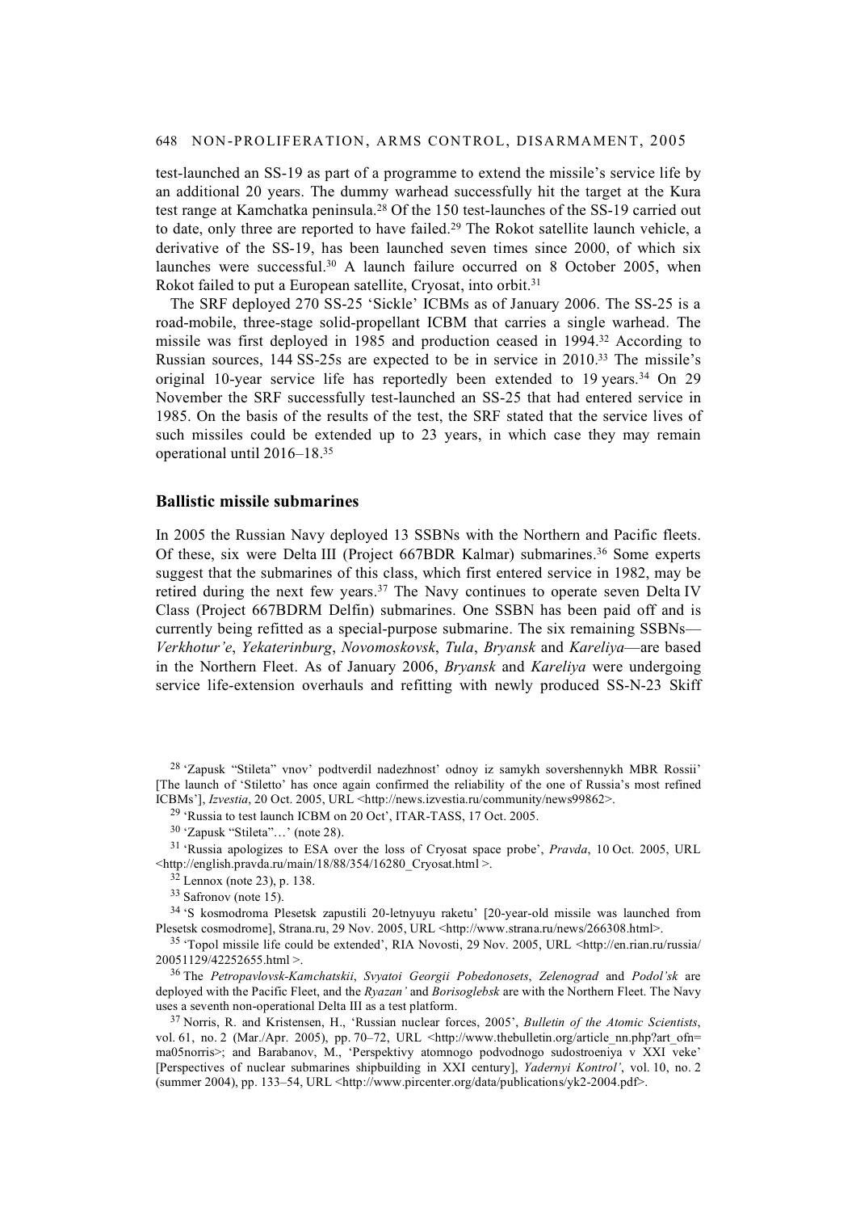test-launched an SS-19 as part of a programme to extend the missile's service life by an additional 20 years. The dummy warhead successfully hit the target at the Kura test range at Kamchatka peninsula.[28] Of the 150 test-launches of the SS-19 carried out to date, only three are reported to have failed.[29] The Rokot satellite launch vehicle, a derivative of the SS-19, has been launched seven times since 2000, of which six launches were successful.[30] A launch failure occurred on 8 October 2005, when Rokot failed to put a European satellite, Cryosat, into orbit.[31]

The SRF deployed 270 SS-25 'Sickle' ICBMs as of January 2006. The SS-25 is a road-mobile, three-stage solid-propellant ICBM that carries a single warhead. The missile was first deployed in 1985 and production ceased in 1994.[32] According to Russian sources, 144 SS-25s are expected to be in service in 2010.[33] The missile's original 10-year service life has reportedly been extended to 19 years.[34] On 29 November the SRF successfully test-launched an SS-25 that had entered service in 1985. On the basis of the results of the test, the SRF stated that the service lives of such missiles could be extended up to 23 years, in which case they may remain operational until 2016–18.[35]

### Ballistic missile submarines

In 2005 the Russian Navy deployed 13 SSBNs with the Northern and Pacific fleets. Of these, six were Delta III (Project 667BDR Kalmar) submarines.[36] Some experts suggest that the submarines of this class, which first entered service in 1982, may be retired during the next few years.[37] The Navy continues to operate seven Delta IV Class (Project 667BDRM Delfin) submarines. One SSBN has been paid off and is currently being refitted as a special-purpose submarine. The six remaining SSBNs—*Verkhotur'e*, *Yekaterinburg*, *Novomoskovsk*, *Tula*, *Bryansk* and *Kareliya*—are based in the Northern Fleet. As of January 2006, *Bryansk* and *Kareliya* were undergoing service life-extension overhauls and refitting with newly produced SS-N-23 Skiff

---

[28] 'Zapusk "Stileta" vnov' podtverdil nadezhnost' odnoy iz samykh sovershennykh MBR Rossii' [The launch of 'Stiletto' has once again confirmed the reliability of the one of Russia's most refined ICBMs'], *Izvestia*, 20 Oct. 2005, URL <http://news.izvestia.ru/community/news99862>.

[29] 'Russia to test launch ICBM on 20 Oct', ITAR-TASS, 17 Oct. 2005.

[30] 'Zapusk "Stileta"…' (note 28).

[31] 'Russia apologizes to ESA over the loss of Cryosat space probe', *Pravda*, 10 Oct. 2005, URL <http://english.pravda.ru/main/18/88/354/16280_Cryosat.html >.

[32] Lennox (note 23), p. 138.

[33] Safronov (note 15).

[34] 'S kosmodroma Plesetsk zapustili 20-letnyuyu raketu' [20-year-old missile was launched from Plesetsk cosmodrome], Strana.ru, 29 Nov. 2005, URL <http://www.strana.ru/news/266308.html>.

[35] 'Topol missile life could be extended', RIA Novosti, 29 Nov. 2005, URL <http://en.rian.ru/russia/20051129/42252655.html >.

[36] The *Petropavlovsk-Kamchatskii*, *Svyatoi Georgii Pobedonosets*, *Zelenograd* and *Podol'sk* are deployed with the Pacific Fleet, and the *Ryazan'* and *Borisoglebsk* are with the Northern Fleet. The Navy uses a seventh non-operational Delta III as a test platform.

[37] Norris, R. and Kristensen, H., 'Russian nuclear forces, 2005', *Bulletin of the Atomic Scientists*, vol. 61, no. 2 (Mar./Apr. 2005), pp. 70–72, URL <http://www.thebulletin.org/article_nn.php?art_ofn=ma05norris>; and Barabanov, M., 'Perspektivy atomnogo podvodnogo sudostroeniya v XXI veke' [Perspectives of nuclear submarines shipbuilding in XXI century], *Yadernyi Kontrol'*, vol. 10, no. 2 (summer 2004), pp. 133–54, URL <http://www.pircenter.org/data/publications/yk2-2004.pdf>.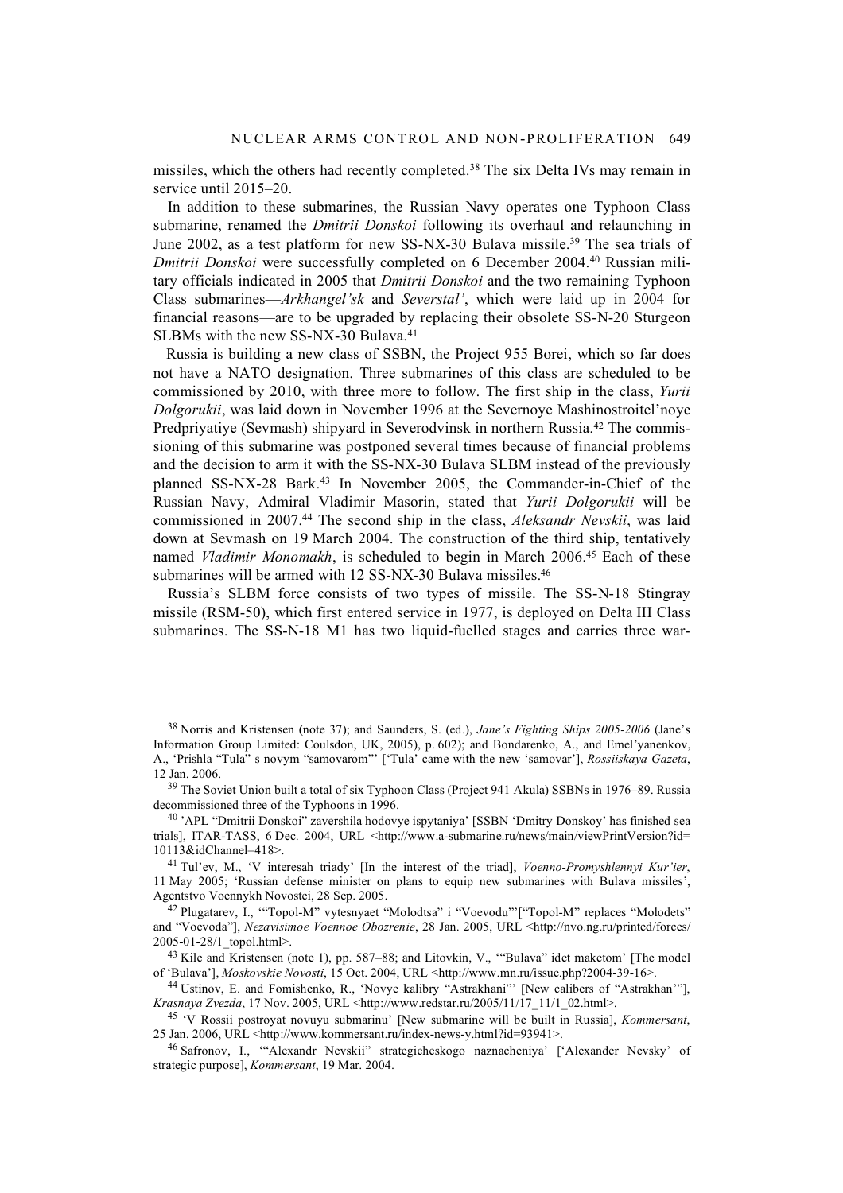missiles, which the others had recently completed.[38] The six Delta IVs may remain in service until 2015–20.

In addition to these submarines, the Russian Navy operates one Typhoon Class submarine, renamed the *Dmitrii Donskoi* following its overhaul and relaunching in June 2002, as a test platform for new SS-NX-30 Bulava missile.[39] The sea trials of *Dmitrii Donskoi* were successfully completed on 6 December 2004.[40] Russian military officials indicated in 2005 that *Dmitrii Donskoi* and the two remaining Typhoon Class submarines—*Arkhangel'sk* and *Severstal'*, which were laid up in 2004 for financial reasons—are to be upgraded by replacing their obsolete SS-N-20 Sturgeon SLBMs with the new SS-NX-30 Bulava.[41]

Russia is building a new class of SSBN, the Project 955 Borei, which so far does not have a NATO designation. Three submarines of this class are scheduled to be commissioned by 2010, with three more to follow. The first ship in the class, *Yurii Dolgorukii*, was laid down in November 1996 at the Severnoye Mashinostroitel'noye Predpriyatiye (Sevmash) shipyard in Severodvinsk in northern Russia.[42] The commissioning of this submarine was postponed several times because of financial problems and the decision to arm it with the SS-NX-30 Bulava SLBM instead of the previously planned SS-NX-28 Bark.[43] In November 2005, the Commander-in-Chief of the Russian Navy, Admiral Vladimir Masorin, stated that *Yurii Dolgorukii* will be commissioned in 2007.[44] The second ship in the class, *Aleksandr Nevskii*, was laid down at Sevmash on 19 March 2004. The construction of the third ship, tentatively named *Vladimir Monomakh*, is scheduled to begin in March 2006.[45] Each of these submarines will be armed with 12 SS-NX-30 Bulava missiles.[46]

Russia's SLBM force consists of two types of missile. The SS-N-18 Stingray missile (RSM-50), which first entered service in 1977, is deployed on Delta III Class submarines. The SS-N-18 M1 has two liquid-fuelled stages and carries three war-

---

[38] Norris and Kristensen (note 37); and Saunders, S. (ed.), *Jane's Fighting Ships 2005-2006* (Jane's Information Group Limited: Coulsdon, UK, 2005), p. 602); and Bondarenko, A., and Emel'yanenkov, A., 'Prishla "Tula" s novym "samovarom"' ['Tula' came with the new 'samovar'], *Rossiiskaya Gazeta*, 12 Jan. 2006.

[39] The Soviet Union built a total of six Typhoon Class (Project 941 Akula) SSBNs in 1976–89. Russia decommissioned three of the Typhoons in 1996.

[40] 'APL "Dmitrii Donskoi" zavershila hodovye ispytaniya' [SSBN 'Dmitry Donskoy' has finished sea trials], ITAR-TASS, 6 Dec. 2004, URL <http://www.a-submarine.ru/news/main/viewPrintVersion?id=10113&idChannel=418>.

[41] Tul'ev, M., 'V interesah triady' [In the interest of the triad], *Voenno-Promyshlennyi Kur'ier*, 11 May 2005; 'Russian defense minister on plans to equip new submarines with Bulava missiles', Agentstvo Voennykh Novostei, 28 Sep. 2005.

[42] Plugatarev, I., '"Topol-M" vytesnyaet "Molodtsa" i "Voevodu"'["Topol-M" replaces "Molodets" and "Voevoda"], *Nezavisimoe Voennoe Obozrenie*, 28 Jan. 2005, URL <http://nvo.ng.ru/printed/forces/2005-01-28/1_topol.html>.

[43] Kile and Kristensen (note 1), pp. 587–88; and Litovkin, V., '"Bulava" idet maketom' [The model of 'Bulava'], *Moskovskie Novosti*, 15 Oct. 2004, URL <http://www.mn.ru/issue.php?2004-39-16>.

[44] Ustinov, E. and Fomishenko, R., 'Novye kalibry "Astrakhani"' [New calibers of "Astrakhan'"], *Krasnaya Zvezda*, 17 Nov. 2005, URL <http://www.redstar.ru/2005/11/17_11/1_02.html>.

[45] 'V Rossii postroyat novuyu submarinu' [New submarine will be built in Russia], *Kommersant*, 25 Jan. 2006, URL <http://www.kommersant.ru/index-news-y.html?id=93941>.

[46] Safronov, I., '"Alexandr Nevskii" strategicheskogo naznacheniya' ['Alexander Nevsky' of strategic purpose], *Kommersant*, 19 Mar. 2004.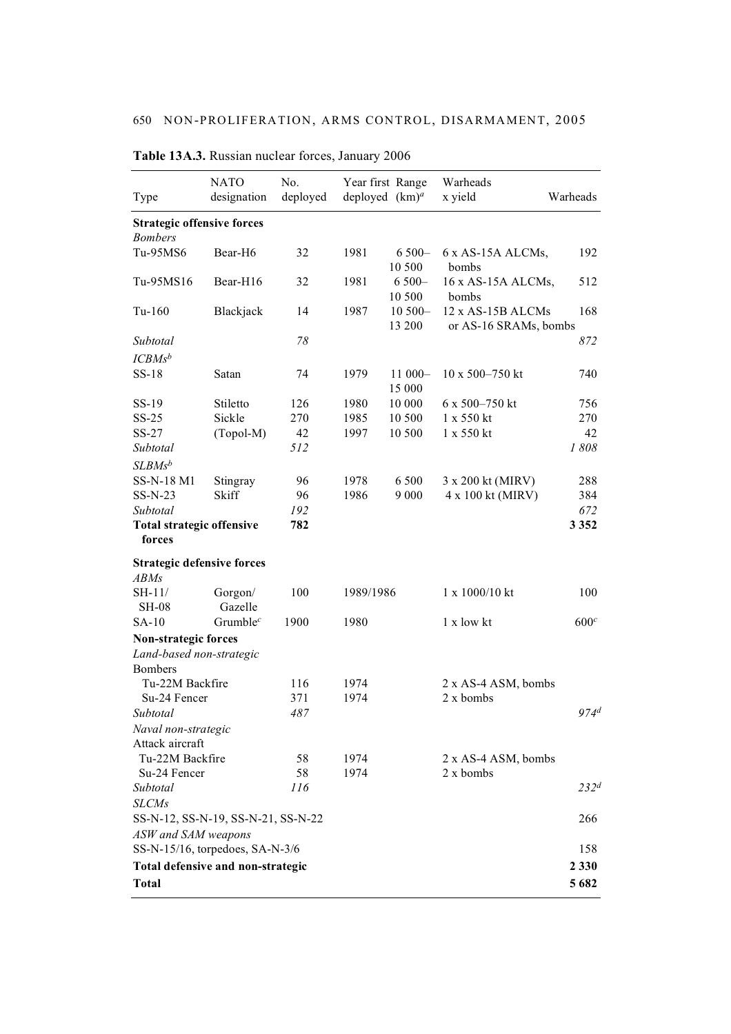**Table 13A.3.** Russian nuclear forces, January 2006

| Type | NATO designation | No. deployed | Year first deployed | Range (km)[a] | Warheads x yield | Warheads |
|---|---|---|---|---|---|---|
| **Strategic offensive forces** | | | | | | |
| *Bombers* | | | | | | |
| Tu-95MS6 | Bear-H6 | 32 | 1981 | 6 500–10 500 | 6 x AS-15A ALCMs, bombs | 192 |
| Tu-95MS16 | Bear-H16 | 32 | 1981 | 6 500–10 500 | 16 x AS-15A ALCMs, bombs | 512 |
| Tu-160 | Blackjack | 14 | 1987 | 10 500–13 200 | 12 x AS-15B ALCMs or AS-16 SRAMs, bombs | 168 |
| *Subtotal* | | *78* | | | | *872* |
| *ICBMs*[b] | | | | | | |
| SS-18 | Satan | 74 | 1979 | 11 000–15 000 | 10 x 500–750 kt | 740 |
| SS-19 | Stiletto | 126 | 1980 | 10 000 | 6 x 500–750 kt | 756 |
| SS-25 | Sickle | 270 | 1985 | 10 500 | 1 x 550 kt | 270 |
| SS-27 | (Topol-M) | 42 | 1997 | 10 500 | 1 x 550 kt | 42 |
| *Subtotal* | | *512* | | | | *1 808* |
| *SLBMs*[b] | | | | | | |
| SS-N-18 M1 | Stingray | 96 | 1978 | 6 500 | 3 x 200 kt (MIRV) | 288 |
| SS-N-23 | Skiff | 96 | 1986 | 9 000 | 4 x 100 kt (MIRV) | 384 |
| *Subtotal* | | *192* | | | | *672* |
| **Total strategic offensive forces** | | **782** | | | | **3 352** |
| **Strategic defensive forces** | | | | | | |
| *ABMs* | | | | | | |
| SH-11/ SH-08 | Gorgon/ Gazelle | 100 | 1989/1986 | | 1 x 1000/10 kt | 100 |
| SA-10 | Grumble[c] | 1900 | 1980 | | 1 x low kt | 600[c] |
| **Non-strategic forces** | | | | | | |
| *Land-based non-strategic* | | | | | | |
| Bombers | | | | | | |
| Tu-22M Backfire | | 116 | 1974 | | 2 x AS-4 ASM, bombs | |
| Su-24 Fencer | | 371 | 1974 | | 2 x bombs | |
| *Subtotal* | | *487* | | | | *974*[d] |
| *Naval non-strategic* | | | | | | |
| Attack aircraft | | | | | | |
| Tu-22M Backfire | | 58 | 1974 | | 2 x AS-4 ASM, bombs | |
| Su-24 Fencer | | 58 | 1974 | | 2 x bombs | |
| *Subtotal* | | *116* | | | | *232*[d] |
| *SLCMs* | | | | | | |
| SS-N-12, SS-N-19, SS-N-21, SS-N-22 | | | | | | 266 |
| *ASW and SAM weapons* | | | | | | |
| SS-N-15/16, torpedoes, SA-N-3/6 | | | | | | 158 |
| **Total defensive and non-strategic** | | | | | | **2 330** |
| **Total** | | | | | | **5 682** |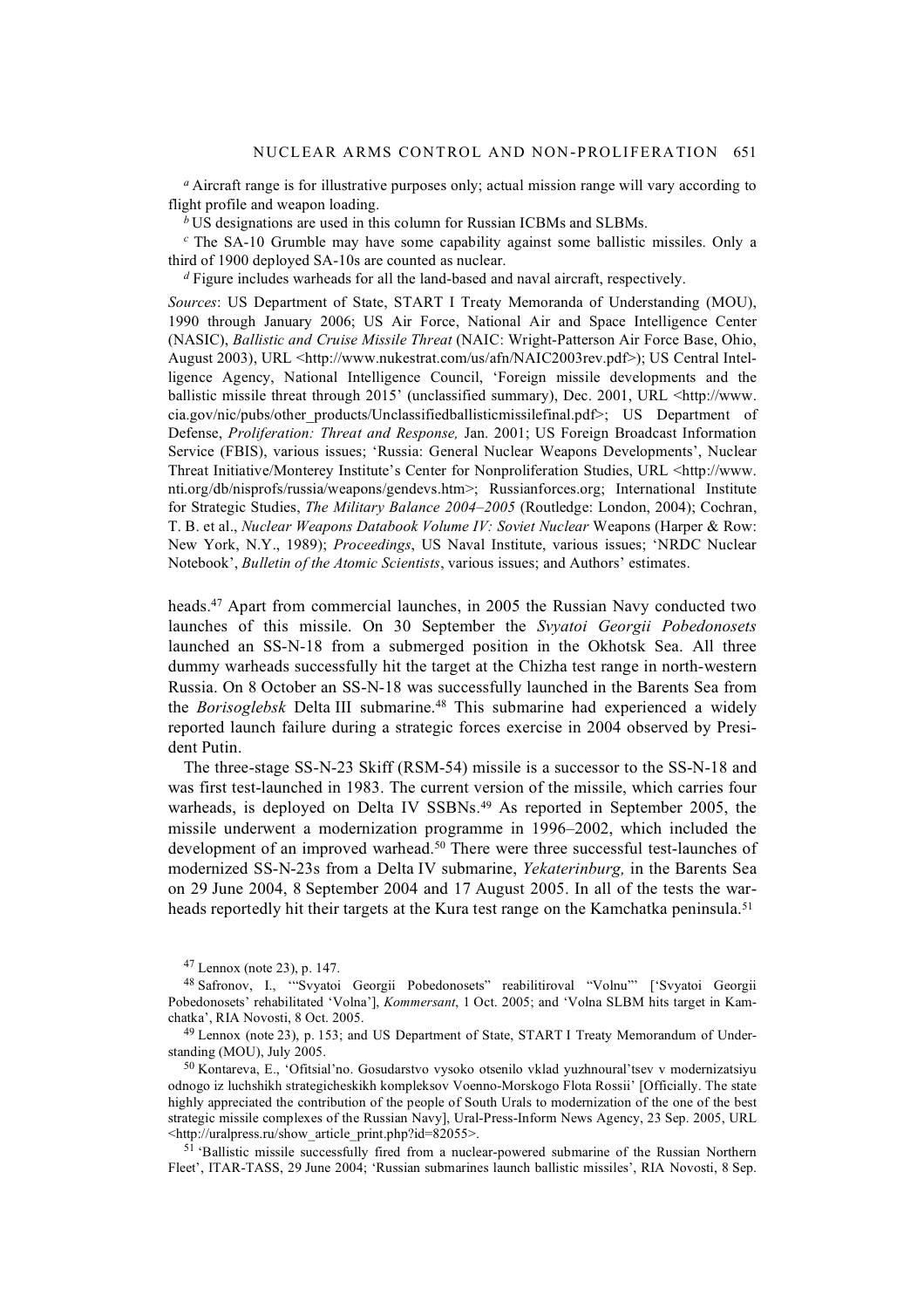[a] Aircraft range is for illustrative purposes only; actual mission range will vary according to flight profile and weapon loading.

[b] US designations are used in this column for Russian ICBMs and SLBMs.

[c] The SA-10 Grumble may have some capability against some ballistic missiles. Only a third of 1900 deployed SA-10s are counted as nuclear.

[d] Figure includes warheads for all the land-based and naval aircraft, respectively.

*Sources*: US Department of State, START I Treaty Memoranda of Understanding (MOU), 1990 through January 2006; US Air Force, National Air and Space Intelligence Center (NASIC), *Ballistic and Cruise Missile Threat* (NAIC: Wright-Patterson Air Force Base, Ohio, August 2003), URL <http://www.nukestrat.com/us/afn/NAIC2003rev.pdf>); US Central Intelligence Agency, National Intelligence Council, 'Foreign missile developments and the ballistic missile threat through 2015' (unclassified summary), Dec. 2001, URL <http://www.cia.gov/nic/pubs/other_products/Unclassifiedballisticmissilefinal.pdf>; US Department of Defense, *Proliferation: Threat and Response,* Jan. 2001; US Foreign Broadcast Information Service (FBIS), various issues; 'Russia: General Nuclear Weapons Developments', Nuclear Threat Initiative/Monterey Institute's Center for Nonproliferation Studies, URL <http://www.nti.org/db/nisprofs/russia/weapons/gendevs.htm>; Russianforces.org; International Institute for Strategic Studies, *The Military Balance 2004–2005* (Routledge: London, 2004); Cochran, T. B. et al., *Nuclear Weapons Databook Volume IV: Soviet Nuclear* Weapons (Harper & Row: New York, N.Y., 1989); *Proceedings*, US Naval Institute, various issues; 'NRDC Nuclear Notebook', *Bulletin of the Atomic Scientists*, various issues; and Authors' estimates.

heads.[47] Apart from commercial launches, in 2005 the Russian Navy conducted two launches of this missile. On 30 September the *Svyatoi Georgii Pobedonosets* launched an SS-N-18 from a submerged position in the Okhotsk Sea. All three dummy warheads successfully hit the target at the Chizha test range in north-western Russia. On 8 October an SS-N-18 was successfully launched in the Barents Sea from the *Borisoglebsk* Delta III submarine.[48] This submarine had experienced a widely reported launch failure during a strategic forces exercise in 2004 observed by President Putin.

The three-stage SS-N-23 Skiff (RSM-54) missile is a successor to the SS-N-18 and was first test-launched in 1983. The current version of the missile, which carries four warheads, is deployed on Delta IV SSBNs.[49] As reported in September 2005, the missile underwent a modernization programme in 1996–2002, which included the development of an improved warhead.[50] There were three successful test-launches of modernized SS-N-23s from a Delta IV submarine, *Yekaterinburg,* in the Barents Sea on 29 June 2004, 8 September 2004 and 17 August 2005. In all of the tests the warheads reportedly hit their targets at the Kura test range on the Kamchatka peninsula.[51]

[47] Lennox (note 23), p. 147.

[48] Safronov, I., '"Svyatoi Georgii Pobedonosets" reabilitiroval "Volnu"' ['Svyatoi Georgii Pobedonosets' rehabilitated 'Volna'], *Kommersant*, 1 Oct. 2005; and 'Volna SLBM hits target in Kamchatka', RIA Novosti, 8 Oct. 2005.

[49] Lennox (note 23), p. 153; and US Department of State, START I Treaty Memorandum of Understanding (MOU), July 2005.

[50] Kontareva, E., 'Ofitsial'no. Gosudarstvo vysoko otsenilo vklad yuzhnoural'tsev v modernizatsiyu odnogo iz luchshikh strategicheskikh kompleksov Voenno-Morskogo Flota Rossii' [Officially. The state highly appreciated the contribution of the people of South Urals to modernization of the one of the best strategic missile complexes of the Russian Navy], Ural-Press-Inform News Agency, 23 Sep. 2005, URL <http://uralpress.ru/show_article_print.php?id=82055>.

[51] 'Ballistic missile successfully fired from a nuclear-powered submarine of the Russian Northern Fleet', ITAR-TASS, 29 June 2004; 'Russian submarines launch ballistic missiles', RIA Novosti, 8 Sep.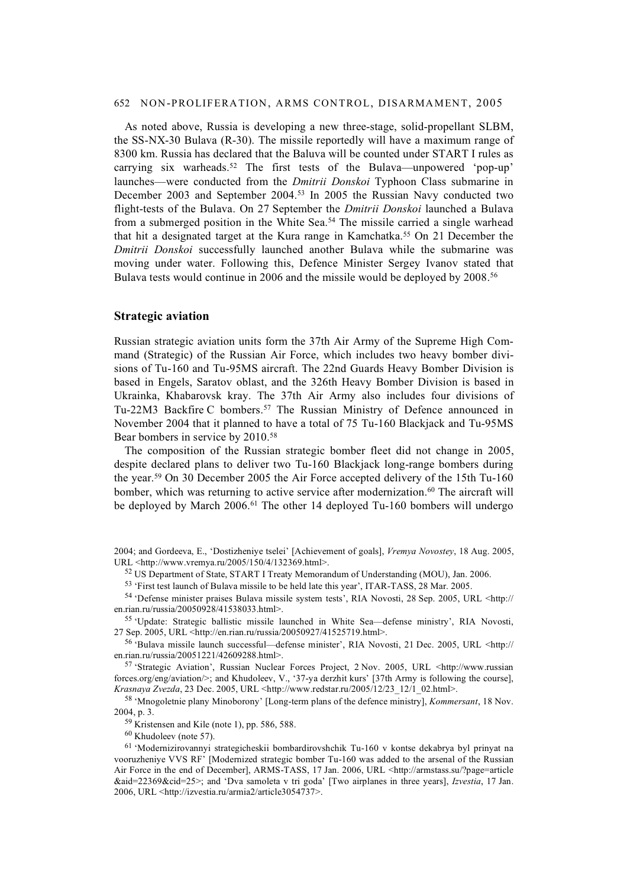As noted above, Russia is developing a new three-stage, solid-propellant SLBM, the SS-NX-30 Bulava (R-30). The missile reportedly will have a maximum range of 8300 km. Russia has declared that the Baluva will be counted under START I rules as carrying six warheads.[52] The first tests of the Bulava—unpowered 'pop-up' launches—were conducted from the *Dmitrii Donskoi* Typhoon Class submarine in December 2003 and September 2004.[53] In 2005 the Russian Navy conducted two flight-tests of the Bulava. On 27 September the *Dmitrii Donskoi* launched a Bulava from a submerged position in the White Sea.[54] The missile carried a single warhead that hit a designated target at the Kura range in Kamchatka.[55] On 21 December the *Dmitrii Donskoi* successfully launched another Bulava while the submarine was moving under water. Following this, Defence Minister Sergey Ivanov stated that Bulava tests would continue in 2006 and the missile would be deployed by 2008.[56]

## Strategic aviation

Russian strategic aviation units form the 37th Air Army of the Supreme High Command (Strategic) of the Russian Air Force, which includes two heavy bomber divisions of Tu-160 and Tu-95MS aircraft. The 22nd Guards Heavy Bomber Division is based in Engels, Saratov oblast, and the 326th Heavy Bomber Division is based in Ukrainka, Khabarovsk kray. The 37th Air Army also includes four divisions of Tu-22M3 Backfire C bombers.[57] The Russian Ministry of Defence announced in November 2004 that it planned to have a total of 75 Tu-160 Blackjack and Tu-95MS Bear bombers in service by 2010.[58]

The composition of the Russian strategic bomber fleet did not change in 2005, despite declared plans to deliver two Tu-160 Blackjack long-range bombers during the year.[59] On 30 December 2005 the Air Force accepted delivery of the 15th Tu-160 bomber, which was returning to active service after modernization.[60] The aircraft will be deployed by March 2006.[61] The other 14 deployed Tu-160 bombers will undergo

2004; and Gordeeva, E., 'Dostizheniye tselei' [Achievement of goals], *Vremya Novostey*, 18 Aug. 2005, URL <http://www.vremya.ru/2005/150/4/132369.html>.

[52] US Department of State, START I Treaty Memorandum of Understanding (MOU), Jan. 2006.

[53] 'First test launch of Bulava missile to be held late this year', ITAR-TASS, 28 Mar. 2005.

[54] 'Defense minister praises Bulava missile system tests', RIA Novosti, 28 Sep. 2005, URL <http://en.rian.ru/russia/20050928/41538033.html>.

[55] 'Update: Strategic ballistic missile launched in White Sea—defense ministry', RIA Novosti, 27 Sep. 2005, URL <http://en.rian.ru/russia/20050927/41525719.html>.

[56] 'Bulava missile launch successful—defense minister', RIA Novosti, 21 Dec. 2005, URL <http://en.rian.ru/russia/20051221/42609288.html>.

[57] 'Strategic Aviation', Russian Nuclear Forces Project, 2 Nov. 2005, URL <http://www.russianforces.org/eng/aviation/>; and Khudoleev, V., '37-ya derzhit kurs' [37th Army is following the course], *Krasnaya Zvezda*, 23 Dec. 2005, URL <http://www.redstar.ru/2005/12/23_12/1_02.html>.

[58] 'Mnogoletnie plany Minoborony' [Long-term plans of the defence ministry], *Kommersant*, 18 Nov. 2004, p. 3.

[59] Kristensen and Kile (note 1), pp. 586, 588.

[60] Khudoleev (note 57).

[61] 'Modernizirovannyi strategicheskii bombardirovshchik Tu-160 v kontse dekabrya byl prinyat na vooruzheniye VVS RF' [Modernized strategic bomber Tu-160 was added to the arsenal of the Russian Air Force in the end of December], ARMS-TASS, 17 Jan. 2006, URL <http://armstass.su/?page=article&aid=22369&cid=25>; and 'Dva samoleta v tri goda' [Two airplanes in three years], *Izvestia*, 17 Jan. 2006, URL <http://izvestia.ru/armia2/article3054737>.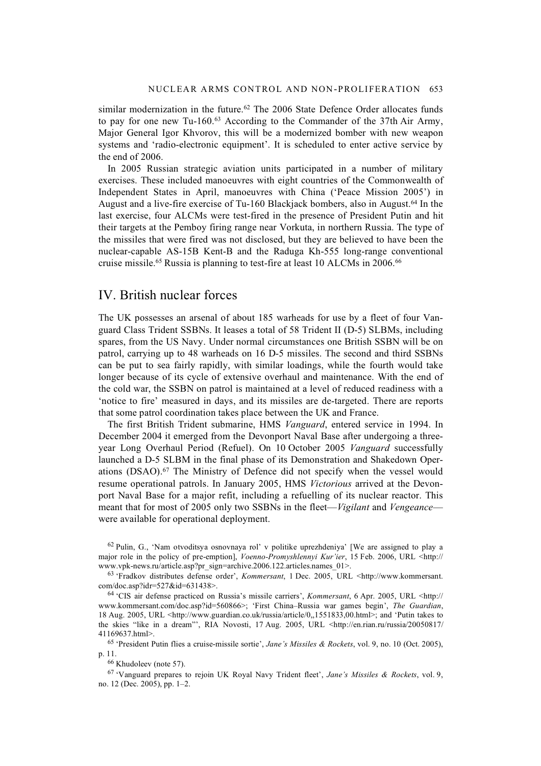similar modernization in the future.[62] The 2006 State Defence Order allocates funds to pay for one new Tu-160.[63] According to the Commander of the 37th Air Army, Major General Igor Khvorov, this will be a modernized bomber with new weapon systems and 'radio-electronic equipment'. It is scheduled to enter active service by the end of 2006.

In 2005 Russian strategic aviation units participated in a number of military exercises. These included manoeuvres with eight countries of the Commonwealth of Independent States in April, manoeuvres with China ('Peace Mission 2005') in August and a live-fire exercise of Tu-160 Blackjack bombers, also in August.[64] In the last exercise, four ALCMs were test-fired in the presence of President Putin and hit their targets at the Pemboy firing range near Vorkuta, in northern Russia. The type of the missiles that were fired was not disclosed, but they are believed to have been the nuclear-capable AS-15B Kent-B and the Raduga Kh-555 long-range conventional cruise missile.[65] Russia is planning to test-fire at least 10 ALCMs in 2006.[66]

## IV. British nuclear forces

The UK possesses an arsenal of about 185 warheads for use by a fleet of four Vanguard Class Trident SSBNs. It leases a total of 58 Trident II (D-5) SLBMs, including spares, from the US Navy. Under normal circumstances one British SSBN will be on patrol, carrying up to 48 warheads on 16 D-5 missiles. The second and third SSBNs can be put to sea fairly rapidly, with similar loadings, while the fourth would take longer because of its cycle of extensive overhaul and maintenance. With the end of the cold war, the SSBN on patrol is maintained at a level of reduced readiness with a 'notice to fire' measured in days, and its missiles are de-targeted. There are reports that some patrol coordination takes place between the UK and France.

The first British Trident submarine, HMS *Vanguard*, entered service in 1994. In December 2004 it emerged from the Devonport Naval Base after undergoing a three-year Long Overhaul Period (Refuel). On 10 October 2005 *Vanguard* successfully launched a D-5 SLBM in the final phase of its Demonstration and Shakedown Operations (DSAO).[67] The Ministry of Defence did not specify when the vessel would resume operational patrols. In January 2005, HMS *Victorious* arrived at the Devonport Naval Base for a major refit, including a refuelling of its nuclear reactor. This meant that for most of 2005 only two SSBNs in the fleet—*Vigilant* and *Vengeance*—were available for operational deployment.

[62] Pulin, G., 'Nam otvoditsya osnovnaya rol' v politike uprezhdeniya' [We are assigned to play a major role in the policy of pre-emption], *Voenno-Promyshlennyi Kur'ier*, 15 Feb. 2006, URL <http://www.vpk-news.ru/article.asp?pr_sign=archive.2006.122.articles.names_01>.

[63] 'Fradkov distributes defense order', *Kommersant*, 1 Dec. 2005, URL <http://www.kommersant.com/doc.asp?idr=527&id=631438>.

[64] 'CIS air defense practiced on Russia's missile carriers', *Kommersant*, 6 Apr. 2005, URL <http://www.kommersant.com/doc.asp?id=560866>; 'First China–Russia war games begin', *The Guardian*, 18 Aug. 2005, URL <http://www.guardian.co.uk/russia/article/0,,1551833,00.html>; and 'Putin takes to the skies "like in a dream"', RIA Novosti, 17 Aug. 2005, URL <http://en.rian.ru/russia/20050817/41169637.html>.

[65] 'President Putin flies a cruise-missile sortie', *Jane's Missiles & Rockets*, vol. 9, no. 10 (Oct. 2005), p. 11.

[66] Khudoleev (note 57).

[67] 'Vanguard prepares to rejoin UK Royal Navy Trident fleet', *Jane's Missiles & Rockets*, vol. 9, no. 12 (Dec. 2005), pp. 1–2.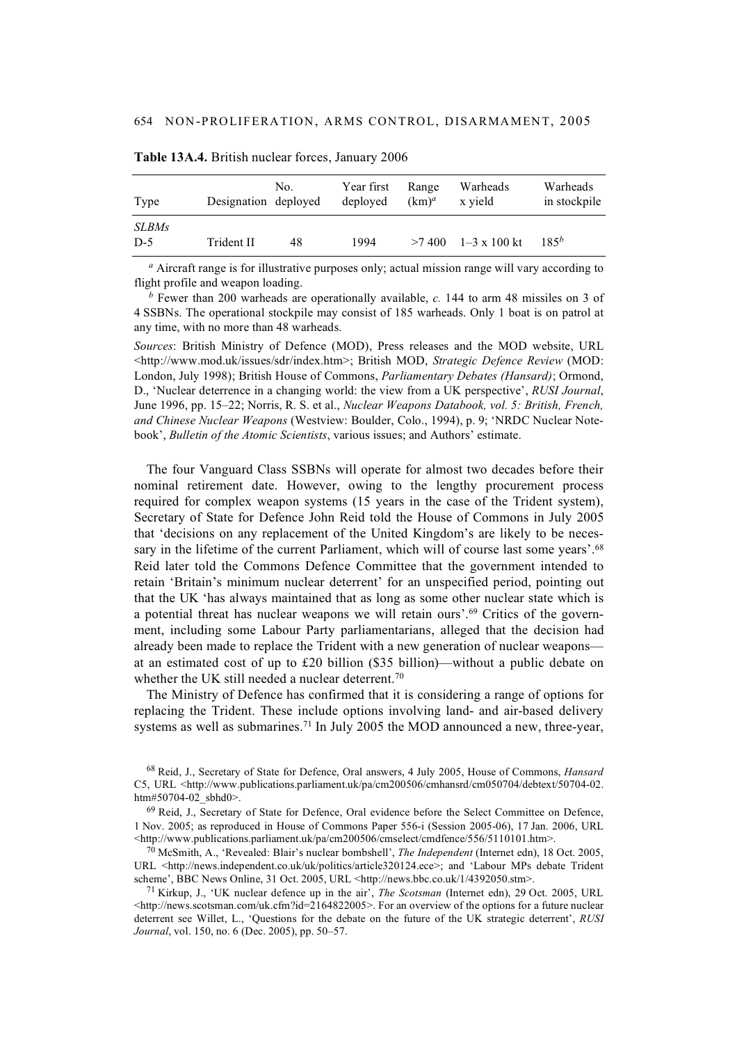**Table 13A.4.** British nuclear forces, January 2006

| Type | Designation | No. deployed | Year first deployed | Range (km)[a] | Warheads x yield | Warheads in stockpile |
|---|---|---|---|---|---|---|
| *SLBMs* | | | | | | |
| D-5 | Trident II | 48 | 1994 | >7 400 | 1–3 x 100 kt | 185[b] |

[a] Aircraft range is for illustrative purposes only; actual mission range will vary according to flight profile and weapon loading.

[b] Fewer than 200 warheads are operationally available, *c.* 144 to arm 48 missiles on 3 of 4 SSBNs. The operational stockpile may consist of 185 warheads. Only 1 boat is on patrol at any time, with no more than 48 warheads.

*Sources*: British Ministry of Defence (MOD), Press releases and the MOD website, URL <http://www.mod.uk/issues/sdr/index.htm>; British MOD, *Strategic Defence Review* (MOD: London, July 1998); British House of Commons, *Parliamentary Debates (Hansard)*; Ormond, D., 'Nuclear deterrence in a changing world: the view from a UK perspective', *RUSI Journal*, June 1996, pp. 15–22; Norris, R. S. et al., *Nuclear Weapons Databook, vol. 5: British, French, and Chinese Nuclear Weapons* (Westview: Boulder, Colo., 1994), p. 9; 'NRDC Nuclear Notebook', *Bulletin of the Atomic Scientists*, various issues; and Authors' estimate.

The four Vanguard Class SSBNs will operate for almost two decades before their nominal retirement date. However, owing to the lengthy procurement process required for complex weapon systems (15 years in the case of the Trident system), Secretary of State for Defence John Reid told the House of Commons in July 2005 that 'decisions on any replacement of the United Kingdom's are likely to be necessary in the lifetime of the current Parliament, which will of course last some years'.[68] Reid later told the Commons Defence Committee that the government intended to retain 'Britain's minimum nuclear deterrent' for an unspecified period, pointing out that the UK 'has always maintained that as long as some other nuclear state which is a potential threat has nuclear weapons we will retain ours'.[69] Critics of the government, including some Labour Party parliamentarians, alleged that the decision had already been made to replace the Trident with a new generation of nuclear weapons—at an estimated cost of up to £20 billion ($35 billion)—without a public debate on whether the UK still needed a nuclear deterrent.[70]

The Ministry of Defence has confirmed that it is considering a range of options for replacing the Trident. These include options involving land- and air-based delivery systems as well as submarines.[71] In July 2005 the MOD announced a new, three-year,

[68] Reid, J., Secretary of State for Defence, Oral answers, 4 July 2005, House of Commons, *Hansard* C5, URL <http://www.publications.parliament.uk/pa/cm200506/cmhansrd/cm050704/debtext/50704-02.htm#50704-02_sbhd0>.

[69] Reid, J., Secretary of State for Defence, Oral evidence before the Select Committee on Defence, 1 Nov. 2005; as reproduced in House of Commons Paper 556-i (Session 2005-06), 17 Jan. 2006, URL <http://www.publications.parliament.uk/pa/cm200506/cmselect/cmdfence/556/5110101.htm>.

[70] McSmith, A., 'Revealed: Blair's nuclear bombshell', *The Independent* (Internet edn), 18 Oct. 2005, URL <http://news.independent.co.uk/uk/politics/article320124.ece>; and 'Labour MPs debate Trident scheme', BBC News Online, 31 Oct. 2005, URL <http://news.bbc.co.uk/1/4392050.stm>.

[71] Kirkup, J., 'UK nuclear defence up in the air', *The Scotsman* (Internet edn), 29 Oct. 2005, URL <http://news.scotsman.com/uk.cfm?id=2164822005>. For an overview of the options for a future nuclear deterrent see Willet, L., 'Questions for the debate on the future of the UK strategic deterrent', *RUSI Journal*, vol. 150, no. 6 (Dec. 2005), pp. 50–57.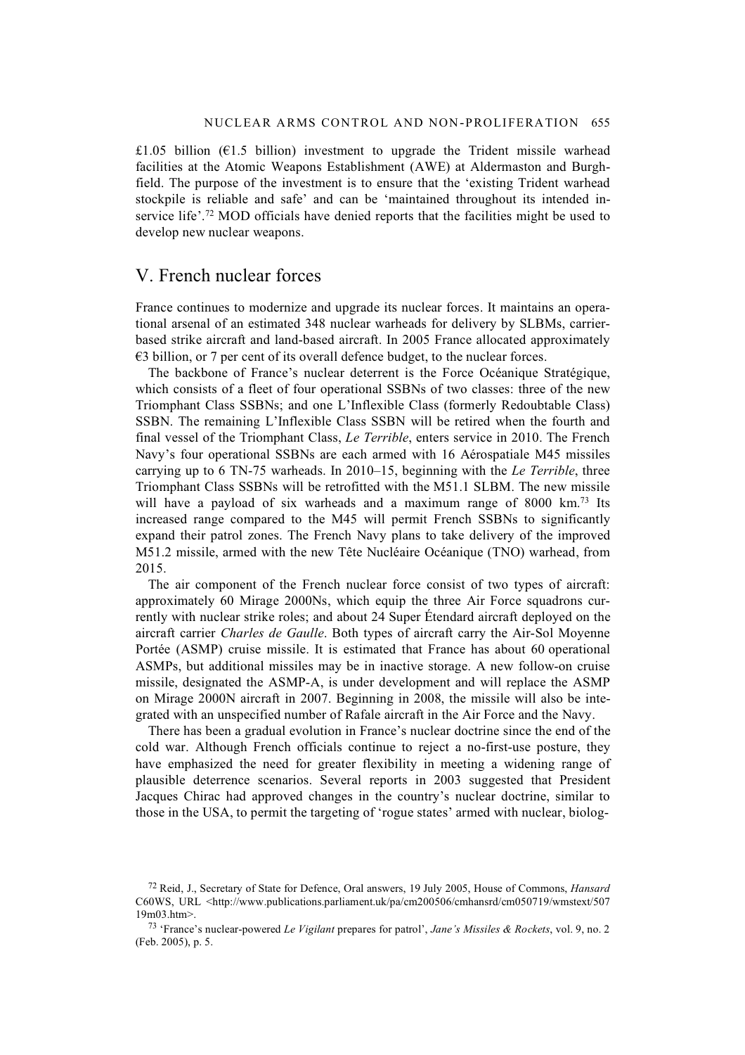£1.05 billion (€1.5 billion) investment to upgrade the Trident missile warhead facilities at the Atomic Weapons Establishment (AWE) at Aldermaston and Burghfield. The purpose of the investment is to ensure that the 'existing Trident warhead stockpile is reliable and safe' and can be 'maintained throughout its intended in-service life'.[72] MOD officials have denied reports that the facilities might be used to develop new nuclear weapons.

## V. French nuclear forces

France continues to modernize and upgrade its nuclear forces. It maintains an operational arsenal of an estimated 348 nuclear warheads for delivery by SLBMs, carrier-based strike aircraft and land-based aircraft. In 2005 France allocated approximately €3 billion, or 7 per cent of its overall defence budget, to the nuclear forces.

The backbone of France's nuclear deterrent is the Force Océanique Stratégique, which consists of a fleet of four operational SSBNs of two classes: three of the new Triomphant Class SSBNs; and one L'Inflexible Class (formerly Redoubtable Class) SSBN. The remaining L'Inflexible Class SSBN will be retired when the fourth and final vessel of the Triomphant Class, *Le Terrible*, enters service in 2010. The French Navy's four operational SSBNs are each armed with 16 Aérospatiale M45 missiles carrying up to 6 TN-75 warheads. In 2010–15, beginning with the *Le Terrible*, three Triomphant Class SSBNs will be retrofitted with the M51.1 SLBM. The new missile will have a payload of six warheads and a maximum range of 8000 km.[73] Its increased range compared to the M45 will permit French SSBNs to significantly expand their patrol zones. The French Navy plans to take delivery of the improved M51.2 missile, armed with the new Tête Nucléaire Océanique (TNO) warhead, from 2015.

The air component of the French nuclear force consist of two types of aircraft: approximately 60 Mirage 2000Ns, which equip the three Air Force squadrons currently with nuclear strike roles; and about 24 Super Étendard aircraft deployed on the aircraft carrier *Charles de Gaulle*. Both types of aircraft carry the Air-Sol Moyenne Portée (ASMP) cruise missile. It is estimated that France has about 60 operational ASMPs, but additional missiles may be in inactive storage. A new follow-on cruise missile, designated the ASMP-A, is under development and will replace the ASMP on Mirage 2000N aircraft in 2007. Beginning in 2008, the missile will also be integrated with an unspecified number of Rafale aircraft in the Air Force and the Navy.

There has been a gradual evolution in France's nuclear doctrine since the end of the cold war. Although French officials continue to reject a no-first-use posture, they have emphasized the need for greater flexibility in meeting a widening range of plausible deterrence scenarios. Several reports in 2003 suggested that President Jacques Chirac had approved changes in the country's nuclear doctrine, similar to those in the USA, to permit the targeting of 'rogue states' armed with nuclear, biolog-

[72] Reid, J., Secretary of State for Defence, Oral answers, 19 July 2005, House of Commons, *Hansard* C60WS, URL <http://www.publications.parliament.uk/pa/cm200506/cmhansrd/cm050719/wmstext/50719m03.htm>.

[73] 'France's nuclear-powered *Le Vigilant* prepares for patrol', *Jane's Missiles & Rockets*, vol. 9, no. 2 (Feb. 2005), p. 5.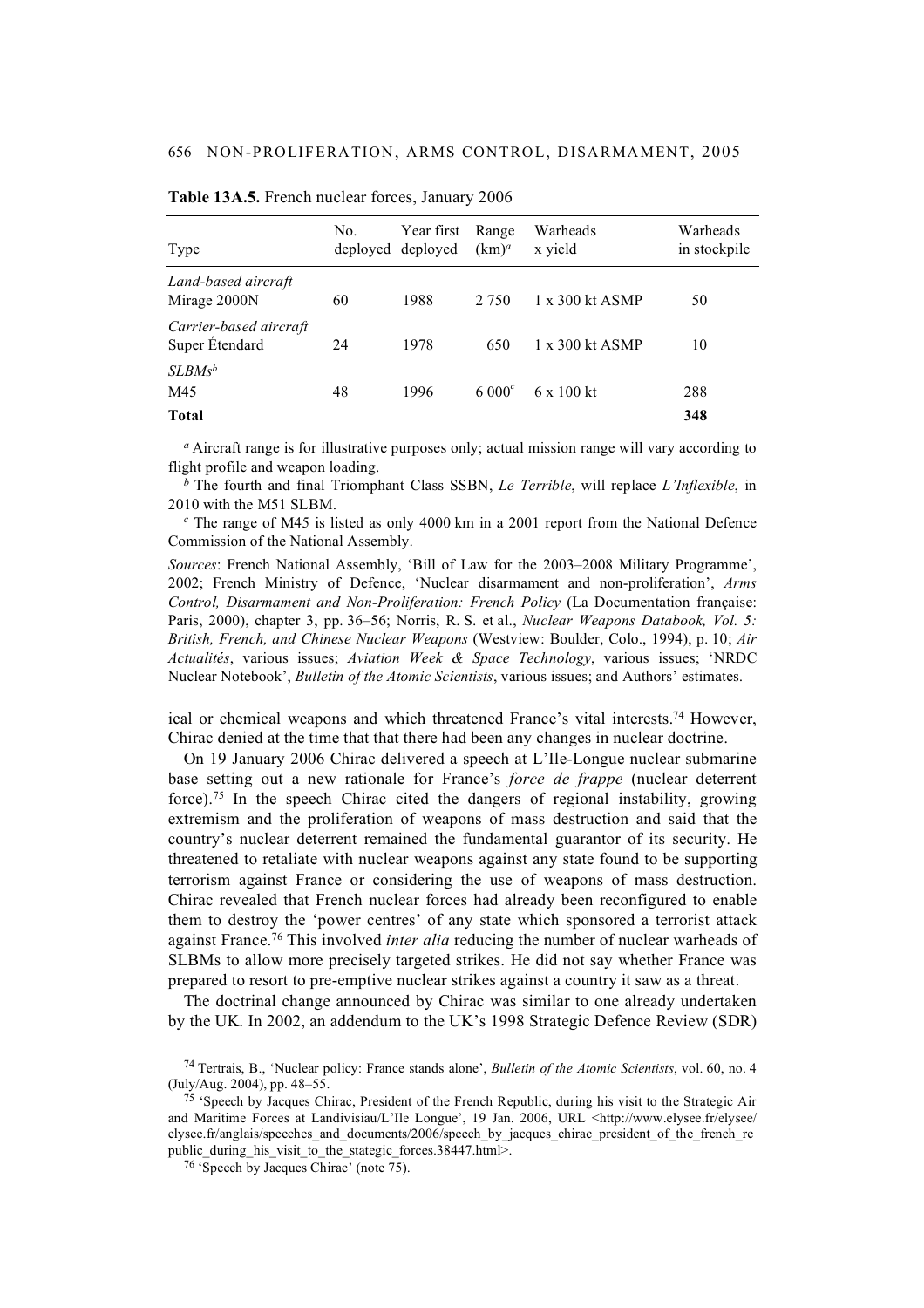**Table 13A.5.** French nuclear forces, January 2006

| Type | No. deployed | Year first deployed | Range (km)[a] | Warheads x yield | Warheads in stockpile |
|---|---|---|---|---|---|
| *Land-based aircraft* | | | | | |
| Mirage 2000N | 60 | 1988 | 2 750 | 1 x 300 kt ASMP | 50 |
| *Carrier-based aircraft* | | | | | |
| Super Étendard | 24 | 1978 | 650 | 1 x 300 kt ASMP | 10 |
| *SLBMs*[b] | | | | | |
| M45 | 48 | 1996 | 6 000[c] | 6 x 100 kt | 288 |
| **Total** | | | | | **348** |

[a] Aircraft range is for illustrative purposes only; actual mission range will vary according to flight profile and weapon loading.

[b] The fourth and final Triomphant Class SSBN, *Le Terrible*, will replace *L'Inflexible*, in 2010 with the M51 SLBM.

[c] The range of M45 is listed as only 4000 km in a 2001 report from the National Defence Commission of the National Assembly.

*Sources*: French National Assembly, 'Bill of Law for the 2003–2008 Military Programme', 2002; French Ministry of Defence, 'Nuclear disarmament and non-proliferation', *Arms Control, Disarmament and Non-Proliferation: French Policy* (La Documentation française: Paris, 2000), chapter 3, pp. 36–56; Norris, R. S. et al., *Nuclear Weapons Databook, Vol. 5: British, French, and Chinese Nuclear Weapons* (Westview: Boulder, Colo., 1994), p. 10; *Air Actualités*, various issues; *Aviation Week & Space Technology*, various issues; 'NRDC Nuclear Notebook', *Bulletin of the Atomic Scientists*, various issues; and Authors' estimates.

ical or chemical weapons and which threatened France's vital interests.[74] However, Chirac denied at the time that that there had been any changes in nuclear doctrine.

On 19 January 2006 Chirac delivered a speech at L'Ile-Longue nuclear submarine base setting out a new rationale for France's *force de frappe* (nuclear deterrent force).[75] In the speech Chirac cited the dangers of regional instability, growing extremism and the proliferation of weapons of mass destruction and said that the country's nuclear deterrent remained the fundamental guarantor of its security. He threatened to retaliate with nuclear weapons against any state found to be supporting terrorism against France or considering the use of weapons of mass destruction. Chirac revealed that French nuclear forces had already been reconfigured to enable them to destroy the 'power centres' of any state which sponsored a terrorist attack against France.[76] This involved *inter alia* reducing the number of nuclear warheads of SLBMs to allow more precisely targeted strikes. He did not say whether France was prepared to resort to pre-emptive nuclear strikes against a country it saw as a threat.

The doctrinal change announced by Chirac was similar to one already undertaken by the UK. In 2002, an addendum to the UK's 1998 Strategic Defence Review (SDR)

[74] Tertrais, B., 'Nuclear policy: France stands alone', *Bulletin of the Atomic Scientists*, vol. 60, no. 4 (July/Aug. 2004), pp. 48–55.

[75] 'Speech by Jacques Chirac, President of the French Republic, during his visit to the Strategic Air and Maritime Forces at Landivisiau/L'Ile Longue', 19 Jan. 2006, URL <http://www.elysee.fr/elysee/elysee.fr/anglais/speeches_and_documents/2006/speech_by_jacques_chirac_president_of_the_french_republic_during_his_visit_to_the_stategic_forces.38447.html>.

[76] 'Speech by Jacques Chirac' (note 75).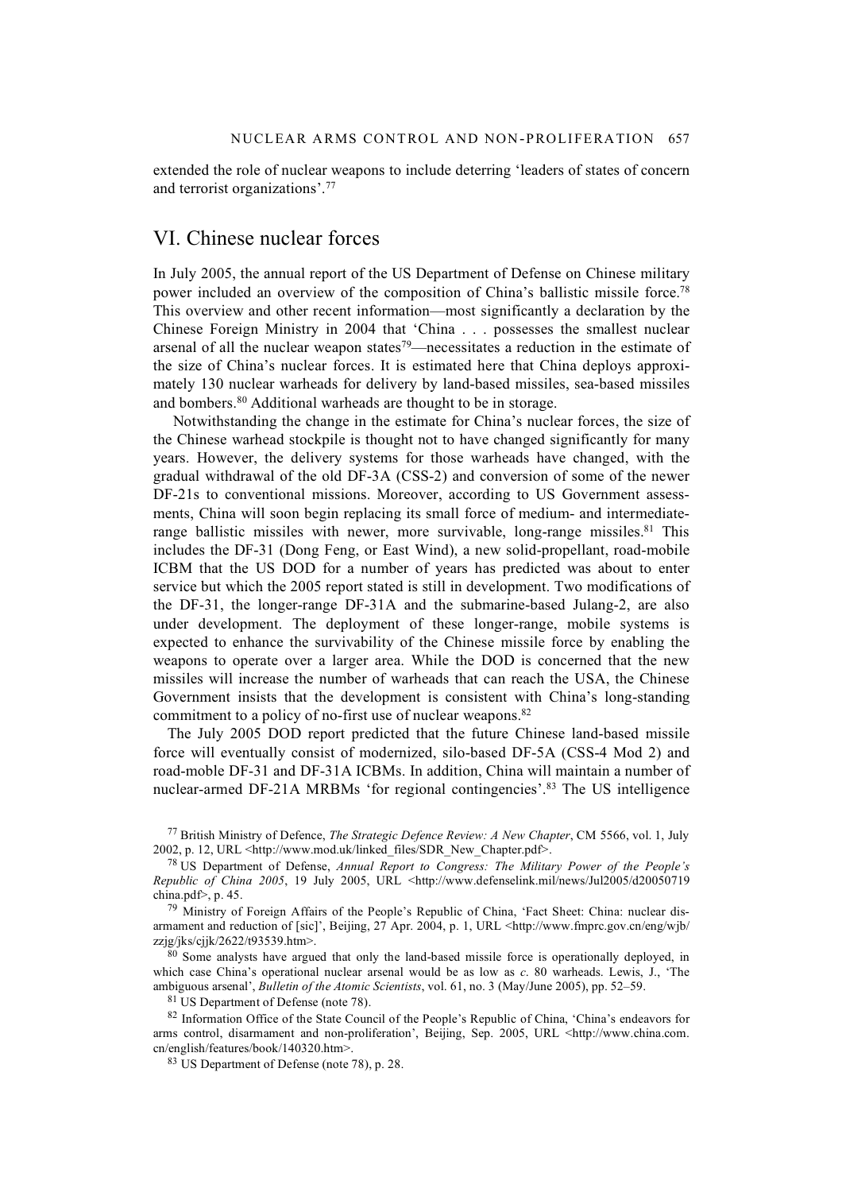extended the role of nuclear weapons to include deterring 'leaders of states of concern and terrorist organizations'.[77]

## VI. Chinese nuclear forces

In July 2005, the annual report of the US Department of Defense on Chinese military power included an overview of the composition of China's ballistic missile force.[78] This overview and other recent information—most significantly a declaration by the Chinese Foreign Ministry in 2004 that 'China . . . possesses the smallest nuclear arsenal of all the nuclear weapon states[79]—necessitates a reduction in the estimate of the size of China's nuclear forces. It is estimated here that China deploys approximately 130 nuclear warheads for delivery by land-based missiles, sea-based missiles and bombers.[80] Additional warheads are thought to be in storage.

Notwithstanding the change in the estimate for China's nuclear forces, the size of the Chinese warhead stockpile is thought not to have changed significantly for many years. However, the delivery systems for those warheads have changed, with the gradual withdrawal of the old DF-3A (CSS-2) and conversion of some of the newer DF-21s to conventional missions. Moreover, according to US Government assessments, China will soon begin replacing its small force of medium- and intermediate-range ballistic missiles with newer, more survivable, long-range missiles.[81] This includes the DF-31 (Dong Feng, or East Wind), a new solid-propellant, road-mobile ICBM that the US DOD for a number of years has predicted was about to enter service but which the 2005 report stated is still in development. Two modifications of the DF-31, the longer-range DF-31A and the submarine-based Julang-2, are also under development. The deployment of these longer-range, mobile systems is expected to enhance the survivability of the Chinese missile force by enabling the weapons to operate over a larger area. While the DOD is concerned that the new missiles will increase the number of warheads that can reach the USA, the Chinese Government insists that the development is consistent with China's long-standing commitment to a policy of no-first use of nuclear weapons.[82]

The July 2005 DOD report predicted that the future Chinese land-based missile force will eventually consist of modernized, silo-based DF-5A (CSS-4 Mod 2) and road-moble DF-31 and DF-31A ICBMs. In addition, China will maintain a number of nuclear-armed DF-21A MRBMs 'for regional contingencies'.[83] The US intelligence

[77] British Ministry of Defence, *The Strategic Defence Review: A New Chapter*, CM 5566, vol. 1, July 2002, p. 12, URL <http://www.mod.uk/linked_files/SDR_New_Chapter.pdf>.

[78] US Department of Defense, *Annual Report to Congress: The Military Power of the People's Republic of China 2005*, 19 July 2005, URL <http://www.defenselink.mil/news/Jul2005/d20050719china.pdf>, p. 45.

[79] Ministry of Foreign Affairs of the People's Republic of China, 'Fact Sheet: China: nuclear disarmament and reduction of [sic]', Beijing, 27 Apr. 2004, p. 1, URL <http://www.fmprc.gov.cn/eng/wjb/zzjg/jks/cjjk/2622/t93539.htm>.

[80] Some analysts have argued that only the land-based missile force is operationally deployed, in which case China's operational nuclear arsenal would be as low as *c.* 80 warheads. Lewis, J., 'The ambiguous arsenal', *Bulletin of the Atomic Scientists*, vol. 61, no. 3 (May/June 2005), pp. 52–59.

[81] US Department of Defense (note 78).

[82] Information Office of the State Council of the People's Republic of China, 'China's endeavors for arms control, disarmament and non-proliferation', Beijing, Sep. 2005, URL <http://www.china.com.cn/english/features/book/140320.htm>.

[83] US Department of Defense (note 78), p. 28.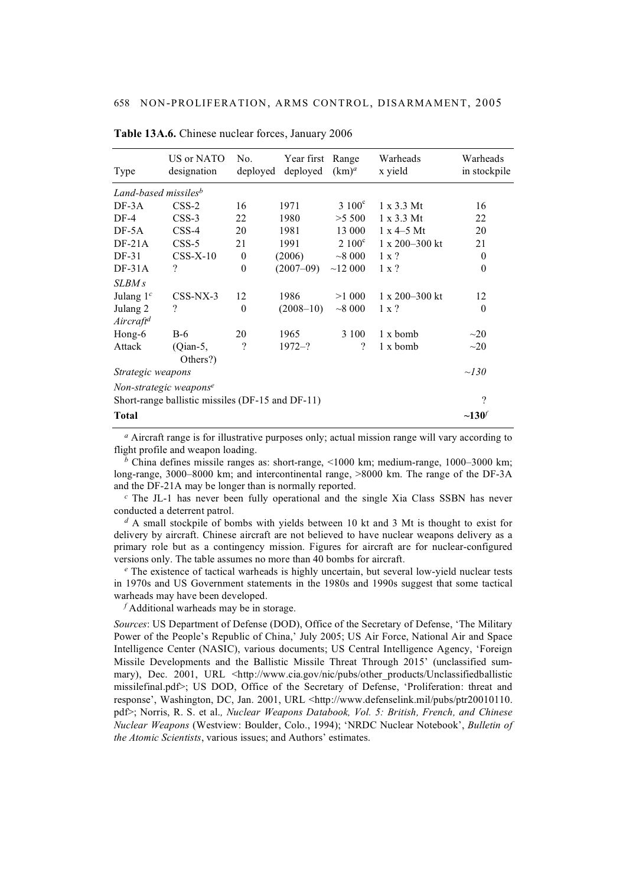**Table 13A.6.** Chinese nuclear forces, January 2006

| Type | US or NATO designation | No. deployed | Year first deployed | Range (km)[a] | Warheads x yield | Warheads in stockpile |
|---|---|---|---|---|---|---|
| *Land-based missiles*[b] | | | | | | |
| DF-3A | CSS-2 | 16 | 1971 | 3 100[c] | 1 x 3.3 Mt | 16 |
| DF-4 | CSS-3 | 22 | 1980 | >5 500 | 1 x 3.3 Mt | 22 |
| DF-5A | CSS-4 | 20 | 1981 | 13 000 | 1 x 4–5 Mt | 20 |
| DF-21A | CSS-5 | 21 | 1991 | 2 100[c] | 1 x 200–300 kt | 21 |
| DF-31 | CSS-X-10 | 0 | (2006) | ~8 000 | 1 x ? | 0 |
| DF-31A | ? | 0 | (2007–09) | ~12 000 | 1 x ? | 0 |
| *SLBM s* | | | | | | |
| Julang 1[c] | CSS-NX-3 | 12 | 1986 | >1 000 | 1 x 200–300 kt | 12 |
| Julang 2 | ? | 0 | (2008–10) | ~8 000 | 1 x ? | 0 |
| *Aircraft*[d] | | | | | | |
| Hong-6 | B-6 | 20 | 1965 | 3 100 | 1 x bomb | ~20 |
| Attack | (Qian-5, Others?) | ? | 1972–? | ? | 1 x bomb | ~20 |
| *Strategic weapons* | | | | | | *~130* |
| *Non-strategic weapons*[e] | | | | | | |
| Short-range ballistic missiles (DF-15 and DF-11) | | | | | | ? |
| **Total** | | | | | | **~130**[f] |

[a] Aircraft range is for illustrative purposes only; actual mission range will vary according to flight profile and weapon loading.

[b] China defines missile ranges as: short-range, <1000 km; medium-range, 1000–3000 km; long-range, 3000–8000 km; and intercontinental range, >8000 km. The range of the DF-3A and the DF-21A may be longer than is normally reported.

[c] The JL-1 has never been fully operational and the single Xia Class SSBN has never conducted a deterrent patrol.

[d] A small stockpile of bombs with yields between 10 kt and 3 Mt is thought to exist for delivery by aircraft. Chinese aircraft are not believed to have nuclear weapons delivery as a primary role but as a contingency mission. Figures for aircraft are for nuclear-configured versions only. The table assumes no more than 40 bombs for aircraft.

[e] The existence of tactical warheads is highly uncertain, but several low-yield nuclear tests in 1970s and US Government statements in the 1980s and 1990s suggest that some tactical warheads may have been developed.

[f] Additional warheads may be in storage.

*Sources*: US Department of Defense (DOD), Office of the Secretary of Defense, 'The Military Power of the People's Republic of China,' July 2005; US Air Force, National Air and Space Intelligence Center (NASIC), various documents; US Central Intelligence Agency, 'Foreign Missile Developments and the Ballistic Missile Threat Through 2015' (unclassified summary), Dec. 2001, URL <http://www.cia.gov/nic/pubs/other_products/Unclassifiedballisticmissilefinal.pdf>; US DOD, Office of the Secretary of Defense, 'Proliferation: threat and response', Washington, DC, Jan. 2001, URL <http://www.defenselink.mil/pubs/ptr20010110.pdf>; Norris, R. S. et al., *Nuclear Weapons Databook, Vol. 5: British, French, and Chinese Nuclear Weapons* (Westview: Boulder, Colo., 1994); 'NRDC Nuclear Notebook', *Bulletin of the Atomic Scientists*, various issues; and Authors' estimates.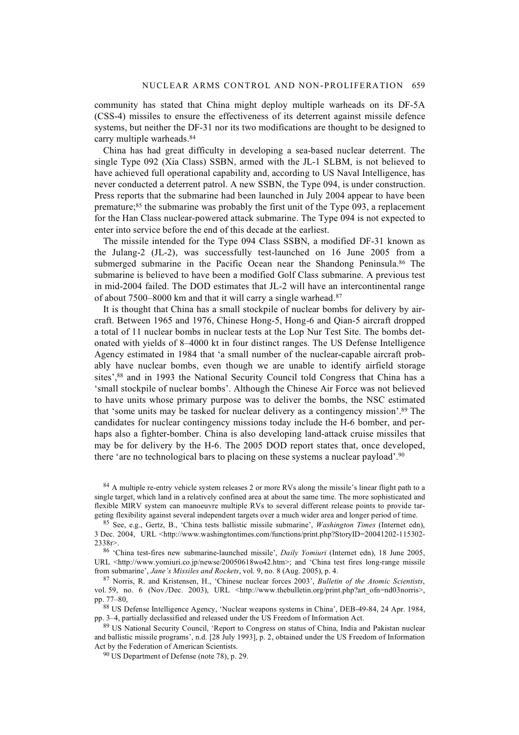community has stated that China might deploy multiple warheads on its DF-5A (CSS-4) missiles to ensure the effectiveness of its deterrent against missile defence systems, but neither the DF-31 nor its two modifications are thought to be designed to carry multiple warheads.[84]

China has had great difficulty in developing a sea-based nuclear deterrent. The single Type 092 (Xia Class) SSBN, armed with the JL-1 SLBM, is not believed to have achieved full operational capability and, according to US Naval Intelligence, has never conducted a deterrent patrol. A new SSBN, the Type 094, is under construction. Press reports that the submarine had been launched in July 2004 appear to have been premature;[85] the submarine was probably the first unit of the Type 093, a replacement for the Han Class nuclear-powered attack submarine. The Type 094 is not expected to enter into service before the end of this decade at the earliest.

The missile intended for the Type 094 Class SSBN, a modified DF-31 known as the Julang-2 (JL-2), was successfully test-launched on 16 June 2005 from a submerged submarine in the Pacific Ocean near the Shandong Peninsula.[86] The submarine is believed to have been a modified Golf Class submarine. A previous test in mid-2004 failed. The DOD estimates that JL-2 will have an intercontinental range of about 7500–8000 km and that it will carry a single warhead.[87]

It is thought that China has a small stockpile of nuclear bombs for delivery by aircraft. Between 1965 and 1976, Chinese Hong-5, Hong-6 and Qian-5 aircraft dropped a total of 11 nuclear bombs in nuclear tests at the Lop Nur Test Site. The bombs detonated with yields of 8–4000 kt in four distinct ranges. The US Defense Intelligence Agency estimated in 1984 that 'a small number of the nuclear-capable aircraft probably have nuclear bombs, even though we are unable to identify airfield storage sites',[88] and in 1993 the National Security Council told Congress that China has a 'small stockpile of nuclear bombs'. Although the Chinese Air Force was not believed to have units whose primary purpose was to deliver the bombs, the NSC estimated that 'some units may be tasked for nuclear delivery as a contingency mission'.[89] The candidates for nuclear contingency missions today include the H-6 bomber, and perhaps also a fighter-bomber. China is also developing land-attack cruise missiles that may be for delivery by the H-6. The 2005 DOD report states that, once developed, there 'are no technological bars to placing on these systems a nuclear payload'.[90]

[84] A multiple re-entry vehicle system releases 2 or more RVs along the missile's linear flight path to a single target, which land in a relatively confined area at about the same time. The more sophisticated and flexible MIRV system can manoeuvre multiple RVs to several different release points to provide targeting flexibility against several independent targets over a much wider area and longer period of time.

[85] See, e.g., Gertz, B., 'China tests ballistic missile submarine', *Washington Times* (Internet edn), 3 Dec. 2004, URL <http://www.washingtontimes.com/functions/print.php?StoryID=20041202-115302-2338r>.

[86] 'China test-fires new submarine-launched missile', *Daily Yomiuri* (Internet edn), 18 June 2005, URL <http://www.yomiuri.co.jp/newse/20050618wo42.htm>; and 'China test fires long-range missile from submarine', *Jane's Missiles and Rockets*, vol. 9, no. 8 (Aug. 2005), p. 4.

[87] Norris, R. and Kristensen, H., 'Chinese nuclear forces 2003', *Bulletin of the Atomic Scientists*, vol. 59, no. 6 (Nov./Dec. 2003), URL <http://www.thebulletin.org/print.php?art_ofn=nd03norris>, pp. 77–80,

[88] US Defense Intelligence Agency, 'Nuclear weapons systems in China', DEB-49-84, 24 Apr. 1984, pp. 3–4, partially declassified and released under the US Freedom of Information Act.

[89] US National Security Council, 'Report to Congress on status of China, India and Pakistan nuclear and ballistic missile programs', n.d. [28 July 1993], p. 2, obtained under the US Freedom of Information Act by the Federation of American Scientists.

[90] US Department of Defense (note 78), p. 29.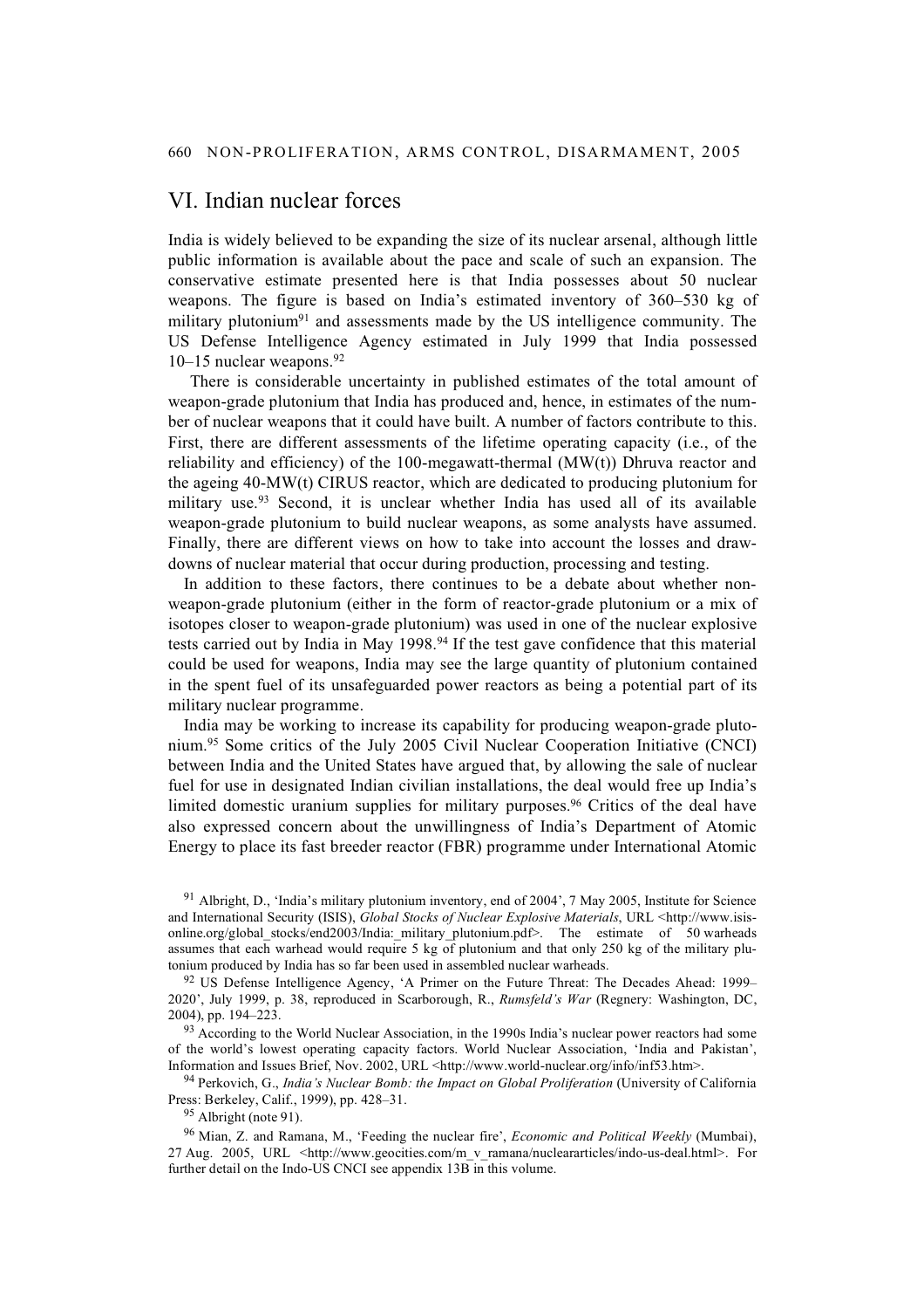## VI. Indian nuclear forces

India is widely believed to be expanding the size of its nuclear arsenal, although little public information is available about the pace and scale of such an expansion. The conservative estimate presented here is that India possesses about 50 nuclear weapons. The figure is based on India's estimated inventory of 360–530 kg of military plutonium[91] and assessments made by the US intelligence community. The US Defense Intelligence Agency estimated in July 1999 that India possessed 10–15 nuclear weapons.[92]

There is considerable uncertainty in published estimates of the total amount of weapon-grade plutonium that India has produced and, hence, in estimates of the number of nuclear weapons that it could have built. A number of factors contribute to this. First, there are different assessments of the lifetime operating capacity (i.e., of the reliability and efficiency) of the 100-megawatt-thermal (MW(t)) Dhruva reactor and the ageing 40-MW(t) CIRUS reactor, which are dedicated to producing plutonium for military use.[93] Second, it is unclear whether India has used all of its available weapon-grade plutonium to build nuclear weapons, as some analysts have assumed. Finally, there are different views on how to take into account the losses and draw-downs of nuclear material that occur during production, processing and testing.

In addition to these factors, there continues to be a debate about whether non-weapon-grade plutonium (either in the form of reactor-grade plutonium or a mix of isotopes closer to weapon-grade plutonium) was used in one of the nuclear explosive tests carried out by India in May 1998.[94] If the test gave confidence that this material could be used for weapons, India may see the large quantity of plutonium contained in the spent fuel of its unsafeguarded power reactors as being a potential part of its military nuclear programme.

India may be working to increase its capability for producing weapon-grade plutonium.[95] Some critics of the July 2005 Civil Nuclear Cooperation Initiative (CNCI) between India and the United States have argued that, by allowing the sale of nuclear fuel for use in designated Indian civilian installations, the deal would free up India's limited domestic uranium supplies for military purposes.[96] Critics of the deal have also expressed concern about the unwillingness of India's Department of Atomic Energy to place its fast breeder reactor (FBR) programme under International Atomic

[91] Albright, D., 'India's military plutonium inventory, end of 2004', 7 May 2005, Institute for Science and International Security (ISIS), *Global Stocks of Nuclear Explosive Materials*, URL <http://www.isis-online.org/global_stocks/end2003/India:_military_plutonium.pdf>. The estimate of 50 warheads assumes that each warhead would require 5 kg of plutonium and that only 250 kg of the military plutonium produced by India has so far been used in assembled nuclear warheads.

[92] US Defense Intelligence Agency, 'A Primer on the Future Threat: The Decades Ahead: 1999–2020', July 1999, p. 38, reproduced in Scarborough, R., *Rumsfeld's War* (Regnery: Washington, DC, 2004), pp. 194–223.

[93] According to the World Nuclear Association, in the 1990s India's nuclear power reactors had some of the world's lowest operating capacity factors. World Nuclear Association, 'India and Pakistan', Information and Issues Brief, Nov. 2002, URL <http://www.world-nuclear.org/info/inf53.htm>.

[94] Perkovich, G., *India's Nuclear Bomb: the Impact on Global Proliferation* (University of California Press: Berkeley, Calif., 1999), pp. 428–31.

[95] Albright (note 91).

[96] Mian, Z. and Ramana, M., 'Feeding the nuclear fire', *Economic and Political Weekly* (Mumbai), 27 Aug. 2005, URL <http://www.geocities.com/m_v_ramana/nucleararticles/indo-us-deal.html>. For further detail on the Indo-US CNCI see appendix 13B in this volume.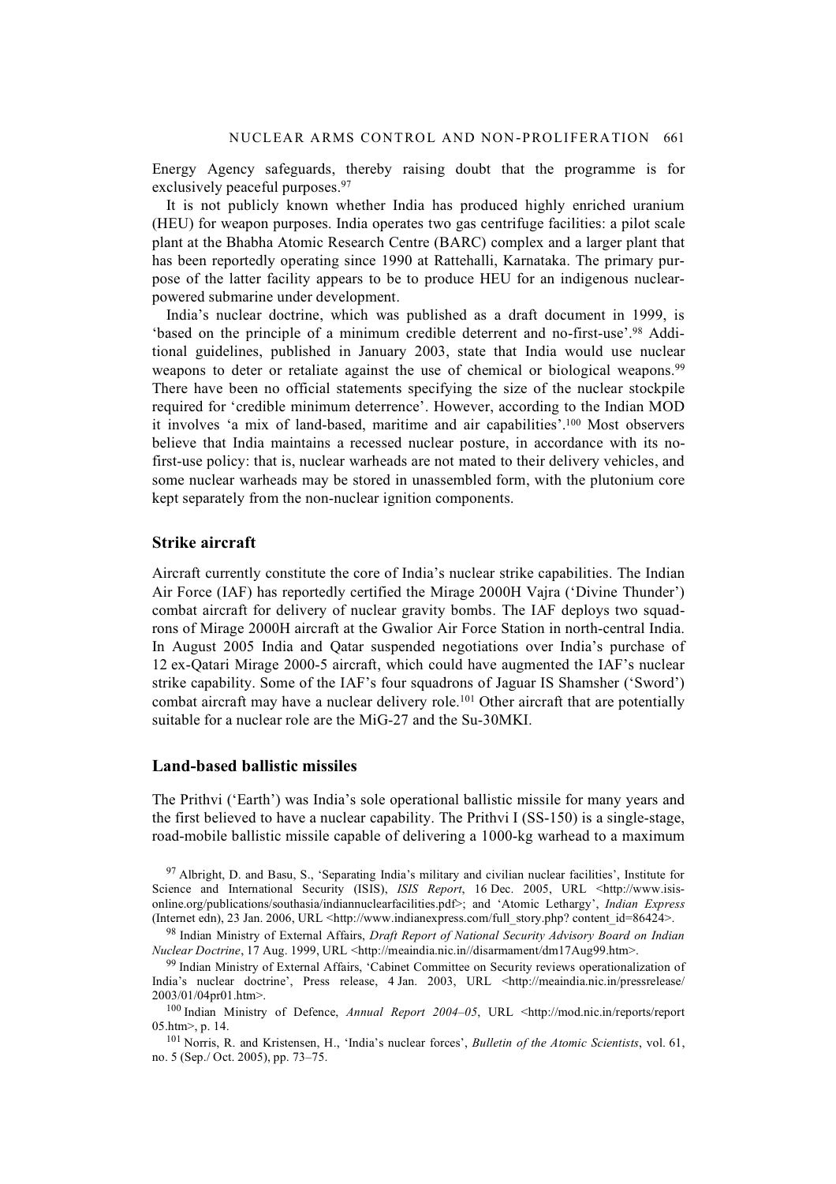Energy Agency safeguards, thereby raising doubt that the programme is for exclusively peaceful purposes.[97]

It is not publicly known whether India has produced highly enriched uranium (HEU) for weapon purposes. India operates two gas centrifuge facilities: a pilot scale plant at the Bhabha Atomic Research Centre (BARC) complex and a larger plant that has been reportedly operating since 1990 at Rattehalli, Karnataka. The primary purpose of the latter facility appears to be to produce HEU for an indigenous nuclear-powered submarine under development.

India's nuclear doctrine, which was published as a draft document in 1999, is 'based on the principle of a minimum credible deterrent and no-first-use'.[98] Additional guidelines, published in January 2003, state that India would use nuclear weapons to deter or retaliate against the use of chemical or biological weapons.[99] There have been no official statements specifying the size of the nuclear stockpile required for 'credible minimum deterrence'. However, according to the Indian MOD it involves 'a mix of land-based, maritime and air capabilities'.[100] Most observers believe that India maintains a recessed nuclear posture, in accordance with its no-first-use policy: that is, nuclear warheads are not mated to their delivery vehicles, and some nuclear warheads may be stored in unassembled form, with the plutonium core kept separately from the non-nuclear ignition components.

## Strike aircraft

Aircraft currently constitute the core of India's nuclear strike capabilities. The Indian Air Force (IAF) has reportedly certified the Mirage 2000H Vajra ('Divine Thunder') combat aircraft for delivery of nuclear gravity bombs. The IAF deploys two squadrons of Mirage 2000H aircraft at the Gwalior Air Force Station in north-central India. In August 2005 India and Qatar suspended negotiations over India's purchase of 12 ex-Qatari Mirage 2000-5 aircraft, which could have augmented the IAF's nuclear strike capability. Some of the IAF's four squadrons of Jaguar IS Shamsher ('Sword') combat aircraft may have a nuclear delivery role.[101] Other aircraft that are potentially suitable for a nuclear role are the MiG-27 and the Su-30MKI.

## Land-based ballistic missiles

The Prithvi ('Earth') was India's sole operational ballistic missile for many years and the first believed to have a nuclear capability. The Prithvi I (SS-150) is a single-stage, road-mobile ballistic missile capable of delivering a 1000-kg warhead to a maximum

---

[97] Albright, D. and Basu, S., 'Separating India's military and civilian nuclear facilities', Institute for Science and International Security (ISIS), *ISIS Report*, 16 Dec. 2005, URL <http://www.isis-online.org/publications/southasia/indiannuclearfacilities.pdf>; and 'Atomic Lethargy', *Indian Express* (Internet edn), 23 Jan. 2006, URL <http://www.indianexpress.com/full_story.php? content_id=86424>.

[98] Indian Ministry of External Affairs, *Draft Report of National Security Advisory Board on Indian Nuclear Doctrine*, 17 Aug. 1999, URL <http://meaindia.nic.in//disarmament/dm17Aug99.htm>.

[99] Indian Ministry of External Affairs, 'Cabinet Committee on Security reviews operationalization of India's nuclear doctrine', Press release, 4 Jan. 2003, URL <http://meaindia.nic.in/pressrelease/2003/01/04pr01.htm>.

[100] Indian Ministry of Defence, *Annual Report 2004–05*, URL <http://mod.nic.in/reports/report05.htm>, p. 14.

[101] Norris, R. and Kristensen, H., 'India's nuclear forces', *Bulletin of the Atomic Scientists*, vol. 61, no. 5 (Sep./ Oct. 2005), pp. 73–75.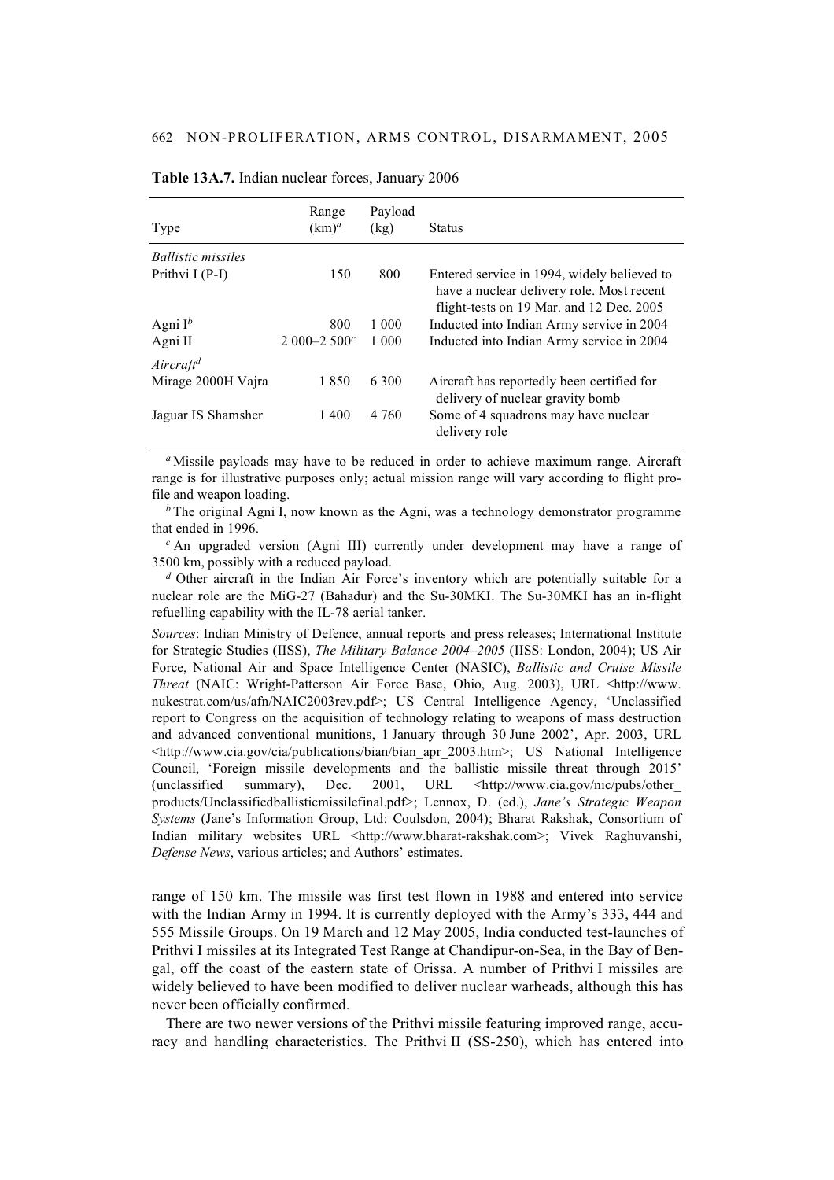**Table 13A.7.** Indian nuclear forces, January 2006

| Type | Range (km)[a] | Payload (kg) | Status |
|---|---|---|---|
| *Ballistic missiles* | | | |
| Prithvi I (P-I) | 150 | 800 | Entered service in 1994, widely believed to have a nuclear delivery role. Most recent flight-tests on 19 Mar. and 12 Dec. 2005 |
| Agni I[b] | 800 | 1 000 | Inducted into Indian Army service in 2004 |
| Agni II | 2 000–2 500[c] | 1 000 | Inducted into Indian Army service in 2004 |
| *Aircraft*[d] | | | |
| Mirage 2000H Vajra | 1 850 | 6 300 | Aircraft has reportedly been certified for delivery of nuclear gravity bomb |
| Jaguar IS Shamsher | 1 400 | 4 760 | Some of 4 squadrons may have nuclear delivery role |

[a] Missile payloads may have to be reduced in order to achieve maximum range. Aircraft range is for illustrative purposes only; actual mission range will vary according to flight profile and weapon loading.

[b] The original Agni I, now known as the Agni, was a technology demonstrator programme that ended in 1996.

[c] An upgraded version (Agni III) currently under development may have a range of 3500 km, possibly with a reduced payload.

[d] Other aircraft in the Indian Air Force's inventory which are potentially suitable for a nuclear role are the MiG-27 (Bahadur) and the Su-30MKI. The Su-30MKI has an in-flight refuelling capability with the IL-78 aerial tanker.

*Sources*: Indian Ministry of Defence, annual reports and press releases; International Institute for Strategic Studies (IISS), *The Military Balance 2004–2005* (IISS: London, 2004); US Air Force, National Air and Space Intelligence Center (NASIC), *Ballistic and Cruise Missile Threat* (NAIC: Wright-Patterson Air Force Base, Ohio, Aug. 2003), URL <http://www.nukestrat.com/us/afn/NAIC2003rev.pdf>; US Central Intelligence Agency, 'Unclassified report to Congress on the acquisition of technology relating to weapons of mass destruction and advanced conventional munitions, 1 January through 30 June 2002', Apr. 2003, URL <http://www.cia.gov/cia/publications/bian/bian_apr_2003.htm>; US National Intelligence Council, 'Foreign missile developments and the ballistic missile threat through 2015' (unclassified summary), Dec. 2001, URL <http://www.cia.gov/nic/pubs/other_products/Unclassifiedballisticmissilefinal.pdf>; Lennox, D. (ed.), *Jane's Strategic Weapon Systems* (Jane's Information Group, Ltd: Coulsdon, 2004); Bharat Rakshak, Consortium of Indian military websites URL <http://www.bharat-rakshak.com>; Vivek Raghuvanshi, *Defense News*, various articles; and Authors' estimates.

range of 150 km. The missile was first test flown in 1988 and entered into service with the Indian Army in 1994. It is currently deployed with the Army's 333, 444 and 555 Missile Groups. On 19 March and 12 May 2005, India conducted test-launches of Prithvi I missiles at its Integrated Test Range at Chandipur-on-Sea, in the Bay of Bengal, off the coast of the eastern state of Orissa. A number of Prithvi I missiles are widely believed to have been modified to deliver nuclear warheads, although this has never been officially confirmed.

There are two newer versions of the Prithvi missile featuring improved range, accuracy and handling characteristics. The Prithvi II (SS-250), which has entered into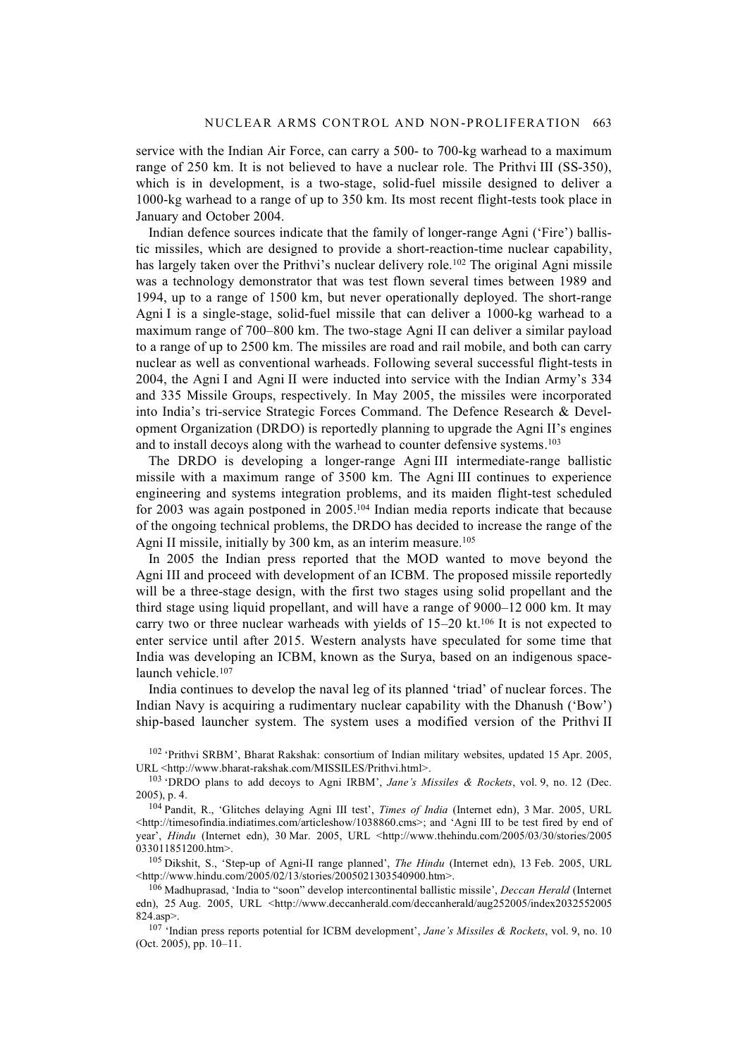service with the Indian Air Force, can carry a 500- to 700-kg warhead to a maximum range of 250 km. It is not believed to have a nuclear role. The Prithvi III (SS-350), which is in development, is a two-stage, solid-fuel missile designed to deliver a 1000-kg warhead to a range of up to 350 km. Its most recent flight-tests took place in January and October 2004.

Indian defence sources indicate that the family of longer-range Agni ('Fire') ballistic missiles, which are designed to provide a short-reaction-time nuclear capability, has largely taken over the Prithvi's nuclear delivery role.[102] The original Agni missile was a technology demonstrator that was test flown several times between 1989 and 1994, up to a range of 1500 km, but never operationally deployed. The short-range Agni I is a single-stage, solid-fuel missile that can deliver a 1000-kg warhead to a maximum range of 700–800 km. The two-stage Agni II can deliver a similar payload to a range of up to 2500 km. The missiles are road and rail mobile, and both can carry nuclear as well as conventional warheads. Following several successful flight-tests in 2004, the Agni I and Agni II were inducted into service with the Indian Army's 334 and 335 Missile Groups, respectively. In May 2005, the missiles were incorporated into India's tri-service Strategic Forces Command. The Defence Research & Development Organization (DRDO) is reportedly planning to upgrade the Agni II's engines and to install decoys along with the warhead to counter defensive systems.[103]

The DRDO is developing a longer-range Agni III intermediate-range ballistic missile with a maximum range of 3500 km. The Agni III continues to experience engineering and systems integration problems, and its maiden flight-test scheduled for 2003 was again postponed in 2005.[104] Indian media reports indicate that because of the ongoing technical problems, the DRDO has decided to increase the range of the Agni II missile, initially by 300 km, as an interim measure.[105]

In 2005 the Indian press reported that the MOD wanted to move beyond the Agni III and proceed with development of an ICBM. The proposed missile reportedly will be a three-stage design, with the first two stages using solid propellant and the third stage using liquid propellant, and will have a range of 9000–12 000 km. It may carry two or three nuclear warheads with yields of 15–20 kt.[106] It is not expected to enter service until after 2015. Western analysts have speculated for some time that India was developing an ICBM, known as the Surya, based on an indigenous space-launch vehicle.[107]

India continues to develop the naval leg of its planned 'triad' of nuclear forces. The Indian Navy is acquiring a rudimentary nuclear capability with the Dhanush ('Bow') ship-based launcher system. The system uses a modified version of the Prithvi II

[102] 'Prithvi SRBM', Bharat Rakshak: consortium of Indian military websites, updated 15 Apr. 2005, URL <http://www.bharat-rakshak.com/MISSILES/Prithvi.html>.

[103] 'DRDO plans to add decoys to Agni IRBM', *Jane's Missiles & Rockets*, vol. 9, no. 12 (Dec. 2005), p. 4.

[104] Pandit, R., 'Glitches delaying Agni III test', *Times of India* (Internet edn), 3 Mar. 2005, URL <http://timesofindia.indiatimes.com/articleshow/1038860.cms>; and 'Agni III to be test fired by end of year', *Hindu* (Internet edn), 30 Mar. 2005, URL <http://www.thehindu.com/2005/03/30/stories/2005033011851200.htm>.

[105] Dikshit, S., 'Step-up of Agni-II range planned', *The Hindu* (Internet edn), 13 Feb. 2005, URL <http://www.hindu.com/2005/02/13/stories/2005021303540900.htm>.

[106] Madhuprasad, 'India to "soon" develop intercontinental ballistic missile', *Deccan Herald* (Internet edn), 25 Aug. 2005, URL <http://www.deccanherald.com/deccanherald/aug252005/index2032552005824.asp>.

[107] 'Indian press reports potential for ICBM development', *Jane's Missiles & Rockets*, vol. 9, no. 10 (Oct. 2005), pp. 10–11.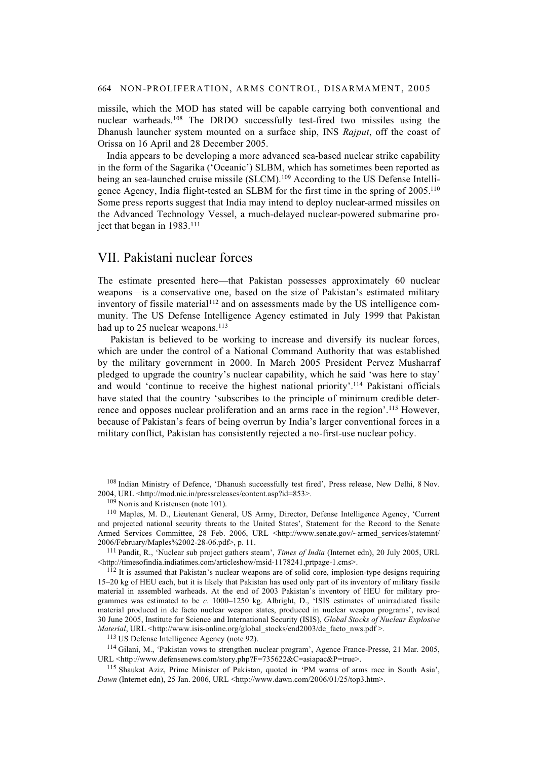missile, which the MOD has stated will be capable carrying both conventional and nuclear warheads.[108] The DRDO successfully test-fired two missiles using the Dhanush launcher system mounted on a surface ship, INS *Rajput*, off the coast of Orissa on 16 April and 28 December 2005.

India appears to be developing a more advanced sea-based nuclear strike capability in the form of the Sagarika ('Oceanic') SLBM, which has sometimes been reported as being an sea-launched cruise missile (SLCM).[109] According to the US Defense Intelligence Agency, India flight-tested an SLBM for the first time in the spring of 2005.[110] Some press reports suggest that India may intend to deploy nuclear-armed missiles on the Advanced Technology Vessel, a much-delayed nuclear-powered submarine project that began in 1983.[111]

## VII. Pakistani nuclear forces

The estimate presented here—that Pakistan possesses approximately 60 nuclear weapons—is a conservative one, based on the size of Pakistan's estimated military inventory of fissile material[112] and on assessments made by the US intelligence community. The US Defense Intelligence Agency estimated in July 1999 that Pakistan had up to 25 nuclear weapons.[113]

Pakistan is believed to be working to increase and diversify its nuclear forces, which are under the control of a National Command Authority that was established by the military government in 2000. In March 2005 President Pervez Musharraf pledged to upgrade the country's nuclear capability, which he said 'was here to stay' and would 'continue to receive the highest national priority'.[114] Pakistani officials have stated that the country 'subscribes to the principle of minimum credible deterrence and opposes nuclear proliferation and an arms race in the region'.[115] However, because of Pakistan's fears of being overrun by India's larger conventional forces in a military conflict, Pakistan has consistently rejected a no-first-use nuclear policy.

---

[108] Indian Ministry of Defence, 'Dhanush successfully test fired', Press release, New Delhi, 8 Nov. 2004, URL <http://mod.nic.in/pressreleases/content.asp?id=853>.

[109] Norris and Kristensen (note 101).

[110] Maples, M. D., Lieutenant General, US Army, Director, Defense Intelligence Agency, 'Current and projected national security threats to the United States', Statement for the Record to the Senate Armed Services Committee, 28 Feb. 2006, URL <http://www.senate.gov/~armed_services/statemnt/2006/February/Maples%2002-28-06.pdf>, p. 11.

[111] Pandit, R., 'Nuclear sub project gathers steam', *Times of India* (Internet edn), 20 July 2005, URL <http://timesofindia.indiatimes.com/articleshow/msid-1178241,prtpage-1.cms>.

[112] It is assumed that Pakistan's nuclear weapons are of solid core, implosion-type designs requiring 15–20 kg of HEU each, but it is likely that Pakistan has used only part of its inventory of military fissile material in assembled warheads. At the end of 2003 Pakistan's inventory of HEU for military programmes was estimated to be *c.* 1000–1250 kg. Albright, D., 'ISIS estimates of unirradiated fissile material produced in de facto nuclear weapon states, produced in nuclear weapon programs', revised 30 June 2005, Institute for Science and International Security (ISIS), *Global Stocks of Nuclear Explosive Material*, URL <http://www.isis-online.org/global_stocks/end2003/de_facto_nws.pdf>.

[113] US Defense Intelligence Agency (note 92).

[114] Gilani, M., 'Pakistan vows to strengthen nuclear program', Agence France-Presse, 21 Mar. 2005, URL <http://www.defensenews.com/story.php?F=735622&C=asiapac&P=true>.

[115] Shaukat Aziz, Prime Minister of Pakistan, quoted in 'PM warns of arms race in South Asia', *Dawn* (Internet edn), 25 Jan. 2006, URL <http://www.dawn.com/2006/01/25/top3.htm>.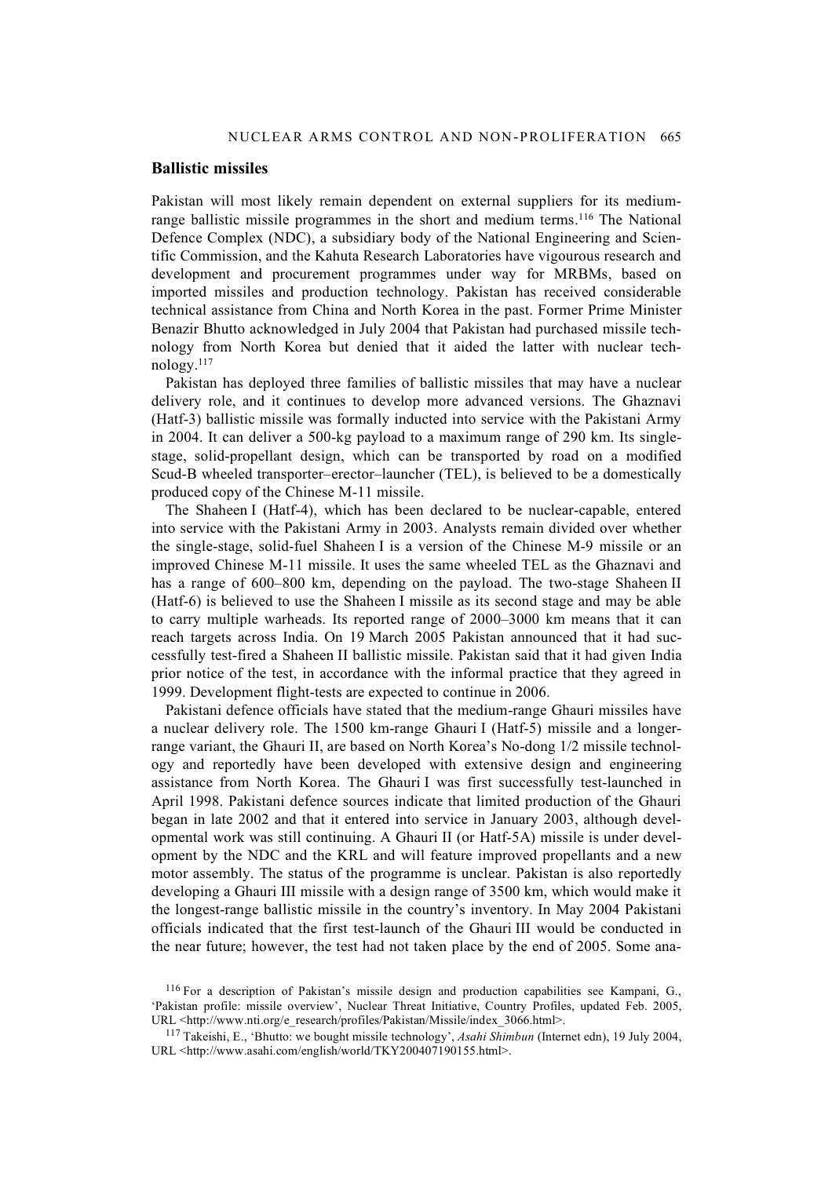## Ballistic missiles

Pakistan will most likely remain dependent on external suppliers for its medium-range ballistic missile programmes in the short and medium terms.[116] The National Defence Complex (NDC), a subsidiary body of the National Engineering and Scientific Commission, and the Kahuta Research Laboratories have vigourous research and development and procurement programmes under way for MRBMs, based on imported missiles and production technology. Pakistan has received considerable technical assistance from China and North Korea in the past. Former Prime Minister Benazir Bhutto acknowledged in July 2004 that Pakistan had purchased missile technology from North Korea but denied that it aided the latter with nuclear technology.[117]

Pakistan has deployed three families of ballistic missiles that may have a nuclear delivery role, and it continues to develop more advanced versions. The Ghaznavi (Hatf-3) ballistic missile was formally inducted into service with the Pakistani Army in 2004. It can deliver a 500-kg payload to a maximum range of 290 km. Its single-stage, solid-propellant design, which can be transported by road on a modified Scud-B wheeled transporter–erector–launcher (TEL), is believed to be a domestically produced copy of the Chinese M-11 missile.

The Shaheen I (Hatf-4), which has been declared to be nuclear-capable, entered into service with the Pakistani Army in 2003. Analysts remain divided over whether the single-stage, solid-fuel Shaheen I is a version of the Chinese M-9 missile or an improved Chinese M-11 missile. It uses the same wheeled TEL as the Ghaznavi and has a range of 600–800 km, depending on the payload. The two-stage Shaheen II (Hatf-6) is believed to use the Shaheen I missile as its second stage and may be able to carry multiple warheads. Its reported range of 2000–3000 km means that it can reach targets across India. On 19 March 2005 Pakistan announced that it had successfully test-fired a Shaheen II ballistic missile. Pakistan said that it had given India prior notice of the test, in accordance with the informal practice that they agreed in 1999. Development flight-tests are expected to continue in 2006.

Pakistani defence officials have stated that the medium-range Ghauri missiles have a nuclear delivery role. The 1500 km-range Ghauri I (Hatf-5) missile and a longer-range variant, the Ghauri II, are based on North Korea's No-dong 1/2 missile technology and reportedly have been developed with extensive design and engineering assistance from North Korea. The Ghauri I was first successfully test-launched in April 1998. Pakistani defence sources indicate that limited production of the Ghauri began in late 2002 and that it entered into service in January 2003, although developmental work was still continuing. A Ghauri II (or Hatf-5A) missile is under development by the NDC and the KRL and will feature improved propellants and a new motor assembly. The status of the programme is unclear. Pakistan is also reportedly developing a Ghauri III missile with a design range of 3500 km, which would make it the longest-range ballistic missile in the country's inventory. In May 2004 Pakistani officials indicated that the first test-launch of the Ghauri III would be conducted in the near future; however, the test had not taken place by the end of 2005. Some ana-

[116] For a description of Pakistan's missile design and production capabilities see Kampani, G., 'Pakistan profile: missile overview', Nuclear Threat Initiative, Country Profiles, updated Feb. 2005, URL <http://www.nti.org/e_research/profiles/Pakistan/Missile/index_3066.html>.

[117] Takeishi, E., 'Bhutto: we bought missile technology', *Asahi Shimbun* (Internet edn), 19 July 2004, URL <http://www.asahi.com/english/world/TKY200407190155.html>.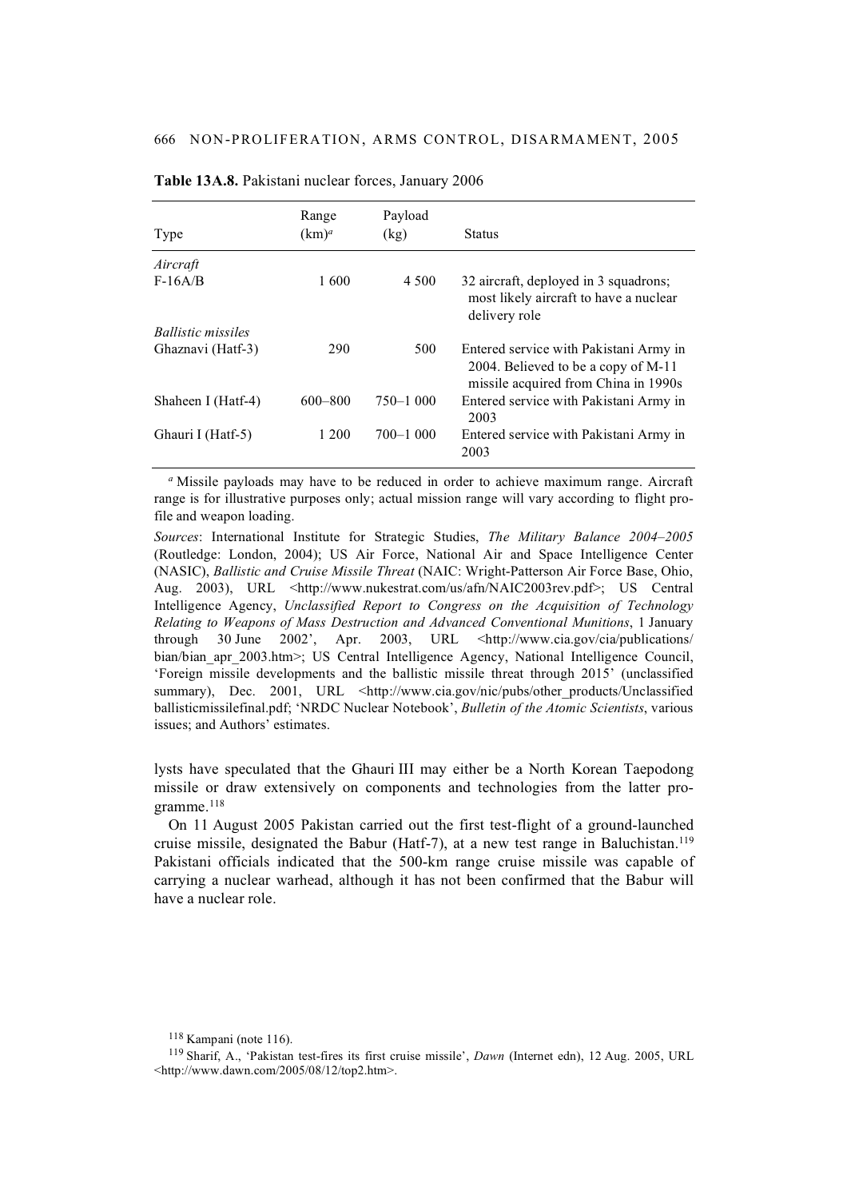**Table 13A.8.** Pakistani nuclear forces, January 2006

| Type | Range (km)[a] | Payload (kg) | Status |
|---|---|---|---|
| *Aircraft* | | | |
| F-16A/B | 1 600 | 4 500 | 32 aircraft, deployed in 3 squadrons; most likely aircraft to have a nuclear delivery role |
| *Ballistic missiles* | | | |
| Ghaznavi (Hatf-3) | 290 | 500 | Entered service with Pakistani Army in 2004. Believed to be a copy of M-11 missile acquired from China in 1990s |
| Shaheen I (Hatf-4) | 600–800 | 750–1 000 | Entered service with Pakistani Army in 2003 |
| Ghauri I (Hatf-5) | 1 200 | 700–1 000 | Entered service with Pakistani Army in 2003 |

[a] Missile payloads may have to be reduced in order to achieve maximum range. Aircraft range is for illustrative purposes only; actual mission range will vary according to flight profile and weapon loading.

*Sources*: International Institute for Strategic Studies, *The Military Balance 2004–2005* (Routledge: London, 2004); US Air Force, National Air and Space Intelligence Center (NASIC), *Ballistic and Cruise Missile Threat* (NAIC: Wright-Patterson Air Force Base, Ohio, Aug. 2003), URL <http://www.nukestrat.com/us/afn/NAIC2003rev.pdf>; US Central Intelligence Agency, *Unclassified Report to Congress on the Acquisition of Technology Relating to Weapons of Mass Destruction and Advanced Conventional Munitions*, 1 January through 30 June 2002', Apr. 2003, URL <http://www.cia.gov/cia/publications/bian/bian_apr_2003.htm>; US Central Intelligence Agency, National Intelligence Council, 'Foreign missile developments and the ballistic missile threat through 2015' (unclassified summary), Dec. 2001, URL <http://www.cia.gov/nic/pubs/other_products/Unclassified ballisticmissilefinal.pdf; 'NRDC Nuclear Notebook', *Bulletin of the Atomic Scientists*, various issues; and Authors' estimates.

lysts have speculated that the Ghauri III may either be a North Korean Taepodong missile or draw extensively on components and technologies from the latter programme.[118]

On 11 August 2005 Pakistan carried out the first test-flight of a ground-launched cruise missile, designated the Babur (Hatf-7), at a new test range in Baluchistan.[119] Pakistani officials indicated that the 500-km range cruise missile was capable of carrying a nuclear warhead, although it has not been confirmed that the Babur will have a nuclear role.

[118] Kampani (note 116).

[119] Sharif, A., 'Pakistan test-fires its first cruise missile', *Dawn* (Internet edn), 12 Aug. 2005, URL <http://www.dawn.com/2005/08/12/top2.htm>.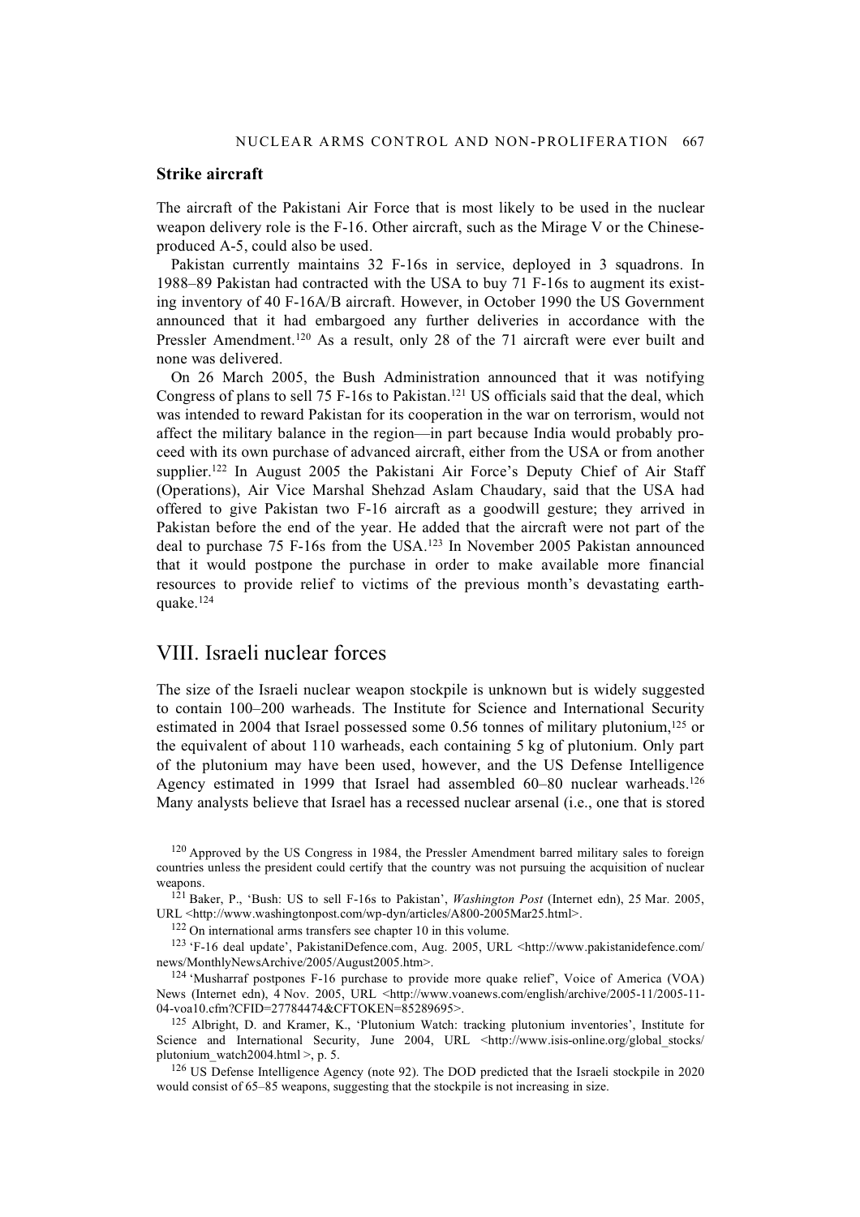### Strike aircraft

The aircraft of the Pakistani Air Force that is most likely to be used in the nuclear weapon delivery role is the F-16. Other aircraft, such as the Mirage V or the Chinese-produced A-5, could also be used.

Pakistan currently maintains 32 F-16s in service, deployed in 3 squadrons. In 1988–89 Pakistan had contracted with the USA to buy 71 F-16s to augment its existing inventory of 40 F-16A/B aircraft. However, in October 1990 the US Government announced that it had embargoed any further deliveries in accordance with the Pressler Amendment.[120] As a result, only 28 of the 71 aircraft were ever built and none was delivered.

On 26 March 2005, the Bush Administration announced that it was notifying Congress of plans to sell 75 F-16s to Pakistan.[121] US officials said that the deal, which was intended to reward Pakistan for its cooperation in the war on terrorism, would not affect the military balance in the region—in part because India would probably proceed with its own purchase of advanced aircraft, either from the USA or from another supplier.[122] In August 2005 the Pakistani Air Force's Deputy Chief of Air Staff (Operations), Air Vice Marshal Shehzad Aslam Chaudary, said that the USA had offered to give Pakistan two F-16 aircraft as a goodwill gesture; they arrived in Pakistan before the end of the year. He added that the aircraft were not part of the deal to purchase 75 F-16s from the USA.[123] In November 2005 Pakistan announced that it would postpone the purchase in order to make available more financial resources to provide relief to victims of the previous month's devastating earthquake.[124]

## VIII. Israeli nuclear forces

The size of the Israeli nuclear weapon stockpile is unknown but is widely suggested to contain 100–200 warheads. The Institute for Science and International Security estimated in 2004 that Israel possessed some 0.56 tonnes of military plutonium,[125] or the equivalent of about 110 warheads, each containing 5 kg of plutonium. Only part of the plutonium may have been used, however, and the US Defense Intelligence Agency estimated in 1999 that Israel had assembled 60–80 nuclear warheads.[126] Many analysts believe that Israel has a recessed nuclear arsenal (i.e., one that is stored

[120] Approved by the US Congress in 1984, the Pressler Amendment barred military sales to foreign countries unless the president could certify that the country was not pursuing the acquisition of nuclear weapons.

[121] Baker, P., 'Bush: US to sell F-16s to Pakistan', *Washington Post* (Internet edn), 25 Mar. 2005, URL <http://www.washingtonpost.com/wp-dyn/articles/A800-2005Mar25.html>.

[122] On international arms transfers see chapter 10 in this volume.

[123] 'F-16 deal update', PakistaniDefence.com, Aug. 2005, URL <http://www.pakistanidefence.com/news/MonthlyNewsArchive/2005/August2005.htm>.

[124] 'Musharraf postpones F-16 purchase to provide more quake relief', Voice of America (VOA) News (Internet edn), 4 Nov. 2005, URL <http://www.voanews.com/english/archive/2005-11/2005-11-04-voa10.cfm?CFID=27784474&CFTOKEN=85289695>.

[125] Albright, D. and Kramer, K., 'Plutonium Watch: tracking plutonium inventories', Institute for Science and International Security, June 2004, URL <http://www.isis-online.org/global_stocks/plutonium_watch2004.html >, p. 5.

[126] US Defense Intelligence Agency (note 92). The DOD predicted that the Israeli stockpile in 2020 would consist of 65–85 weapons, suggesting that the stockpile is not increasing in size.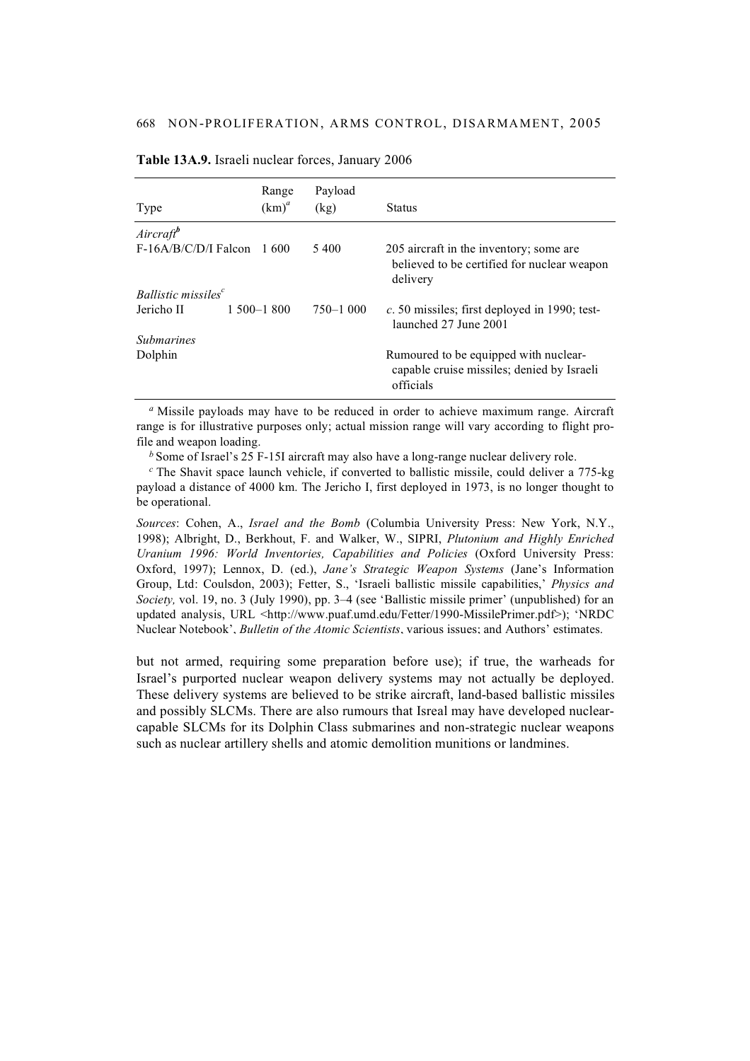**Table 13A.9.** Israeli nuclear forces, January 2006

| Type | Range (km)[a] | Payload (kg) | Status |
|---|---|---|---|
| *Aircraft*[b] | | | |
| F-16A/B/C/D/I Falcon | 1 600 | 5 400 | 205 aircraft in the inventory; some are believed to be certified for nuclear weapon delivery |
| *Ballistic missiles*[c] | | | |
| Jericho II | 1 500–1 800 | 750–1 000 | *c*. 50 missiles; first deployed in 1990; test-launched 27 June 2001 |
| *Submarines* | | | |
| Dolphin | | | Rumoured to be equipped with nuclear-capable cruise missiles; denied by Israeli officials |

[a] Missile payloads may have to be reduced in order to achieve maximum range. Aircraft range is for illustrative purposes only; actual mission range will vary according to flight profile and weapon loading.

[b] Some of Israel's 25 F-15I aircraft may also have a long-range nuclear delivery role.

[c] The Shavit space launch vehicle, if converted to ballistic missile, could deliver a 775-kg payload a distance of 4000 km. The Jericho I, first deployed in 1973, is no longer thought to be operational.

*Sources*: Cohen, A., *Israel and the Bomb* (Columbia University Press: New York, N.Y., 1998); Albright, D., Berkhout, F. and Walker, W., SIPRI, *Plutonium and Highly Enriched Uranium 1996: World Inventories, Capabilities and Policies* (Oxford University Press: Oxford, 1997); Lennox, D. (ed.), *Jane's Strategic Weapon Systems* (Jane's Information Group, Ltd: Coulsdon, 2003); Fetter, S., 'Israeli ballistic missile capabilities,' *Physics and Society,* vol. 19, no. 3 (July 1990), pp. 3–4 (see 'Ballistic missile primer' (unpublished) for an updated analysis, URL <http://www.puaf.umd.edu/Fetter/1990-MissilePrimer.pdf>); 'NRDC Nuclear Notebook', *Bulletin of the Atomic Scientists*, various issues; and Authors' estimates.

but not armed, requiring some preparation before use); if true, the warheads for Israel's purported nuclear weapon delivery systems may not actually be deployed. These delivery systems are believed to be strike aircraft, land-based ballistic missiles and possibly SLCMs. There are also rumours that Isreal may have developed nuclear-capable SLCMs for its Dolphin Class submarines and non-strategic nuclear weapons such as nuclear artillery shells and atomic demolition munitions or landmines.